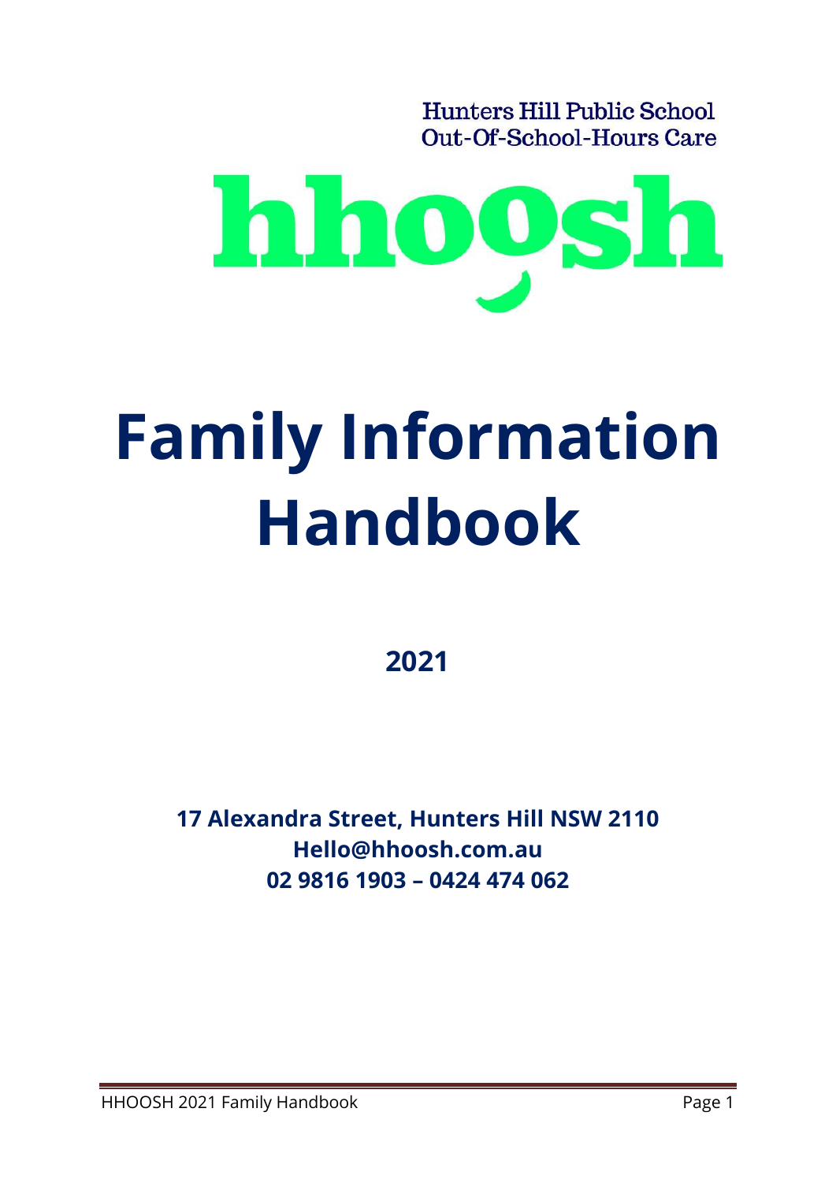Hunters Hill Public School
Out-Of-School-Hours Care

hhoosh

# Family Information Handbook

**2021**

**17 Alexandra Street, Hunters Hill NSW 2110**
**Hello@hhoosh.com.au**
**02 9816 1903 – 0424 474 062**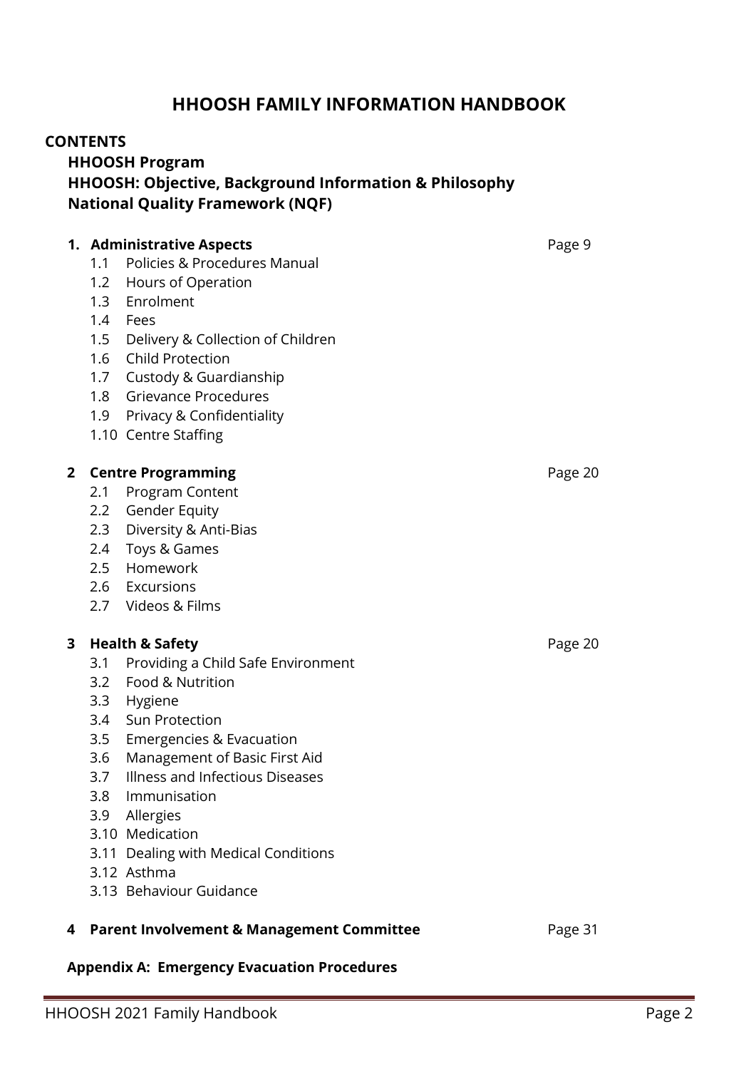# HHOOSH FAMILY INFORMATION HANDBOOK

## CONTENTS

**HHOOSH Program**
**HHOOSH: Objective, Background Information & Philosophy**
**National Quality Framework (NQF)**

**1. Administrative Aspects** Page 9

- 1.1 Policies & Procedures Manual
- 1.2 Hours of Operation
- 1.3 Enrolment
- 1.4 Fees
- 1.5 Delivery & Collection of Children
- 1.6 Child Protection
- 1.7 Custody & Guardianship
- 1.8 Grievance Procedures
- 1.9 Privacy & Confidentiality
- 1.10 Centre Staffing

**2 Centre Programming** Page 20

- 2.1 Program Content
- 2.2 Gender Equity
- 2.3 Diversity & Anti-Bias
- 2.4 Toys & Games
- 2.5 Homework
- 2.6 Excursions
- 2.7 Videos & Films

**3 Health & Safety** Page 20

- 3.1 Providing a Child Safe Environment
- 3.2 Food & Nutrition
- 3.3 Hygiene
- 3.4 Sun Protection
- 3.5 Emergencies & Evacuation
- 3.6 Management of Basic First Aid
- 3.7 Illness and Infectious Diseases
- 3.8 Immunisation
- 3.9 Allergies
- 3.10 Medication
- 3.11 Dealing with Medical Conditions
- 3.12 Asthma
- 3.13 Behaviour Guidance

**4 Parent Involvement & Management Committee** Page 31

**Appendix A: Emergency Evacuation Procedures**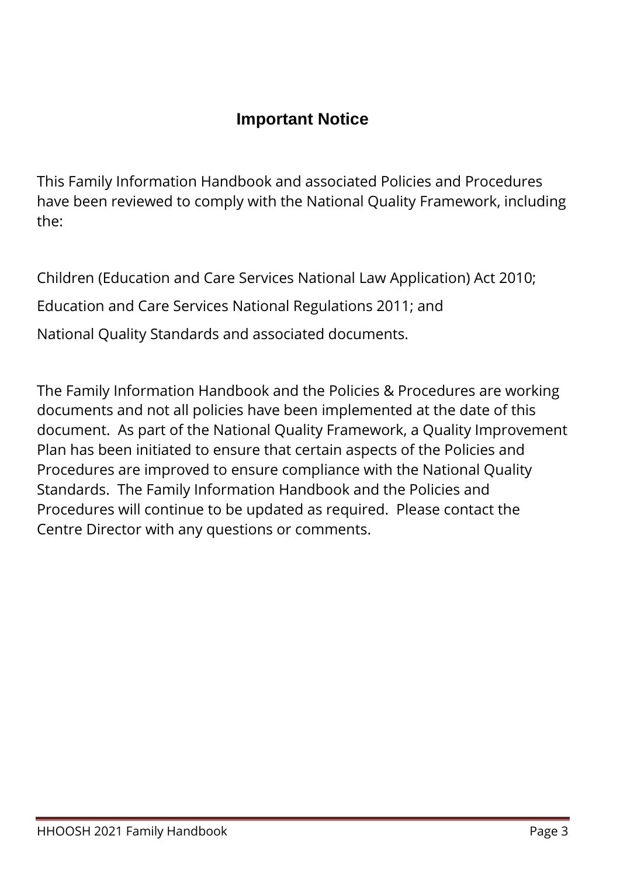## Important Notice

This Family Information Handbook and associated Policies and Procedures have been reviewed to comply with the National Quality Framework, including the:

Children (Education and Care Services National Law Application) Act 2010;

Education and Care Services National Regulations 2011; and

National Quality Standards and associated documents.

The Family Information Handbook and the Policies & Procedures are working documents and not all policies have been implemented at the date of this document. As part of the National Quality Framework, a Quality Improvement Plan has been initiated to ensure that certain aspects of the Policies and Procedures are improved to ensure compliance with the National Quality Standards. The Family Information Handbook and the Policies and Procedures will continue to be updated as required. Please contact the Centre Director with any questions or comments.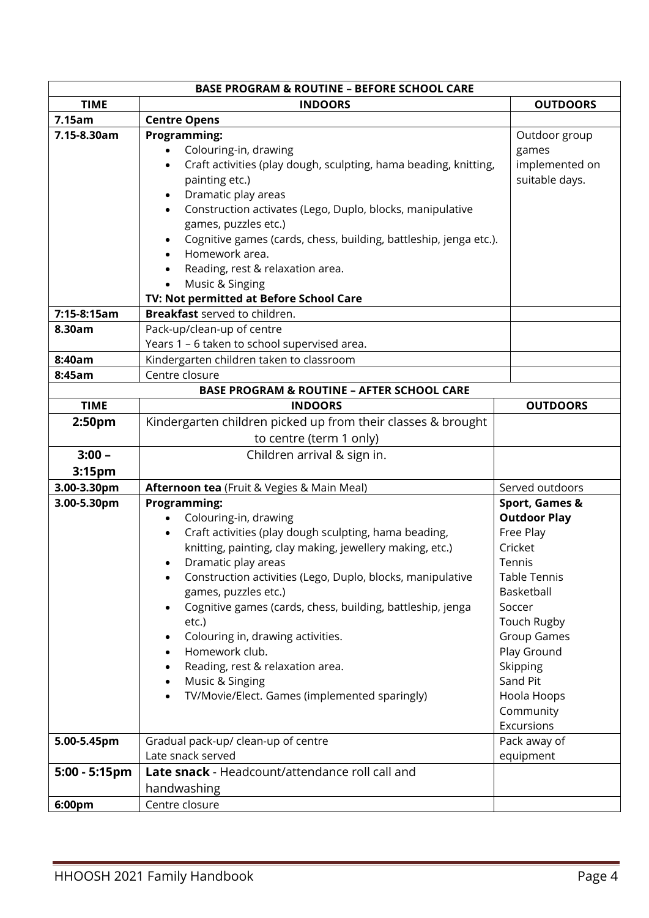| BASE PROGRAM & ROUTINE – BEFORE SCHOOL CARE | | |
|---|---|---|
| **TIME** | **INDOORS** | **OUTDOORS** |
| **7.15am** | **Centre Opens** | |
| **7.15-8.30am** | **Programming:**<br>• Colouring-in, drawing<br>• Craft activities (play dough, sculpting, hama beading, knitting, painting etc.)<br>• Dramatic play areas<br>• Construction activates (Lego, Duplo, blocks, manipulative games, puzzles etc.)<br>• Cognitive games (cards, chess, building, battleship, jenga etc.).<br>• Homework area.<br>• Reading, rest & relaxation area.<br>• Music & Singing<br>**TV: Not permitted at Before School Care** | Outdoor group games implemented on suitable days. |
| **7:15-8:15am** | **Breakfast** served to children. | |
| **8.30am** | Pack-up/clean-up of centre<br>Years 1 – 6 taken to school supervised area. | |
| **8:40am** | Kindergarten children taken to classroom | |
| **8:45am** | Centre closure | |

| BASE PROGRAM & ROUTINE – AFTER SCHOOL CARE | | |
|---|---|---|
| **TIME** | **INDOORS** | **OUTDOORS** |
| **2:50pm** | Kindergarten children picked up from their classes & brought to centre (term 1 only) | |
| **3:00 – 3:15pm** | Children arrival & sign in. | |
| **3.00-3.30pm** | **Afternoon tea** (Fruit & Vegies & Main Meal) | Served outdoors |
| **3.00-5.30pm** | **Programming:**<br>• Colouring-in, drawing<br>• Craft activities (play dough sculpting, hama beading, knitting, painting, clay making, jewellery making, etc.)<br>• Dramatic play areas<br>• Construction activities (Lego, Duplo, blocks, manipulative games, puzzles etc.)<br>• Cognitive games (cards, chess, building, battleship, jenga etc.)<br>• Colouring in, drawing activities.<br>• Homework club.<br>• Reading, rest & relaxation area.<br>• Music & Singing<br>• TV/Movie/Elect. Games (implemented sparingly) | **Sport, Games & Outdoor Play**<br>Free Play<br>Cricket<br>Tennis<br>Table Tennis<br>Basketball<br>Soccer<br>Touch Rugby<br>Group Games<br>Play Ground<br>Skipping<br>Sand Pit<br>Hoola Hoops<br>Community Excursions |
| **5.00-5.45pm** | Gradual pack-up/ clean-up of centre<br>Late snack served | Pack away of equipment |
| **5:00 - 5:15pm** | **Late snack** - Headcount/attendance roll call and handwashing | |
| **6:00pm** | Centre closure | |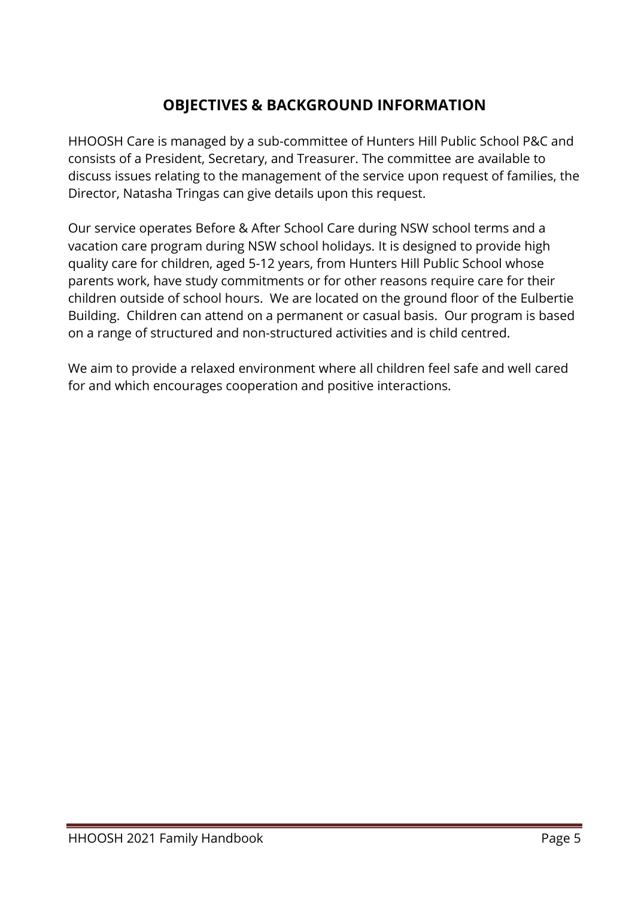# OBJECTIVES & BACKGROUND INFORMATION

HHOOSH Care is managed by a sub-committee of Hunters Hill Public School P&C and consists of a President, Secretary, and Treasurer. The committee are available to discuss issues relating to the management of the service upon request of families, the Director, Natasha Tringas can give details upon this request.

Our service operates Before & After School Care during NSW school terms and a vacation care program during NSW school holidays. It is designed to provide high quality care for children, aged 5-12 years, from Hunters Hill Public School whose parents work, have study commitments or for other reasons require care for their children outside of school hours. We are located on the ground floor of the Eulbertie Building. Children can attend on a permanent or casual basis. Our program is based on a range of structured and non-structured activities and is child centred.

We aim to provide a relaxed environment where all children feel safe and well cared for and which encourages cooperation and positive interactions.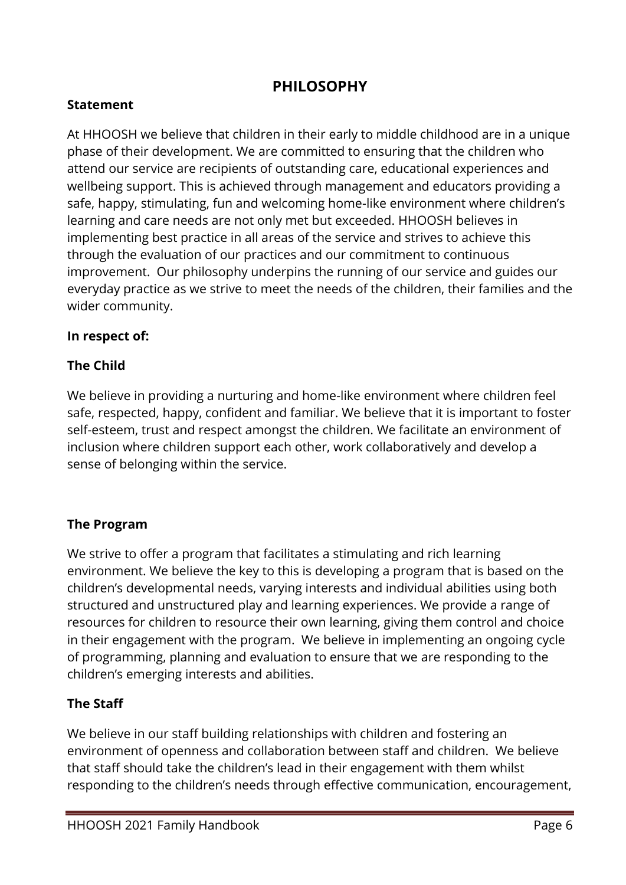# PHILOSOPHY

**Statement**

At HHOOSH we believe that children in their early to middle childhood are in a unique phase of their development. We are committed to ensuring that the children who attend our service are recipients of outstanding care, educational experiences and wellbeing support. This is achieved through management and educators providing a safe, happy, stimulating, fun and welcoming home-like environment where children's learning and care needs are not only met but exceeded. HHOOSH believes in implementing best practice in all areas of the service and strives to achieve this through the evaluation of our practices and our commitment to continuous improvement. Our philosophy underpins the running of our service and guides our everyday practice as we strive to meet the needs of the children, their families and the wider community.

**In respect of:**

**The Child**

We believe in providing a nurturing and home-like environment where children feel safe, respected, happy, confident and familiar. We believe that it is important to foster self-esteem, trust and respect amongst the children. We facilitate an environment of inclusion where children support each other, work collaboratively and develop a sense of belonging within the service.

**The Program**

We strive to offer a program that facilitates a stimulating and rich learning environment. We believe the key to this is developing a program that is based on the children's developmental needs, varying interests and individual abilities using both structured and unstructured play and learning experiences. We provide a range of resources for children to resource their own learning, giving them control and choice in their engagement with the program. We believe in implementing an ongoing cycle of programming, planning and evaluation to ensure that we are responding to the children's emerging interests and abilities.

**The Staff**

We believe in our staff building relationships with children and fostering an environment of openness and collaboration between staff and children. We believe that staff should take the children's lead in their engagement with them whilst responding to the children's needs through effective communication, encouragement,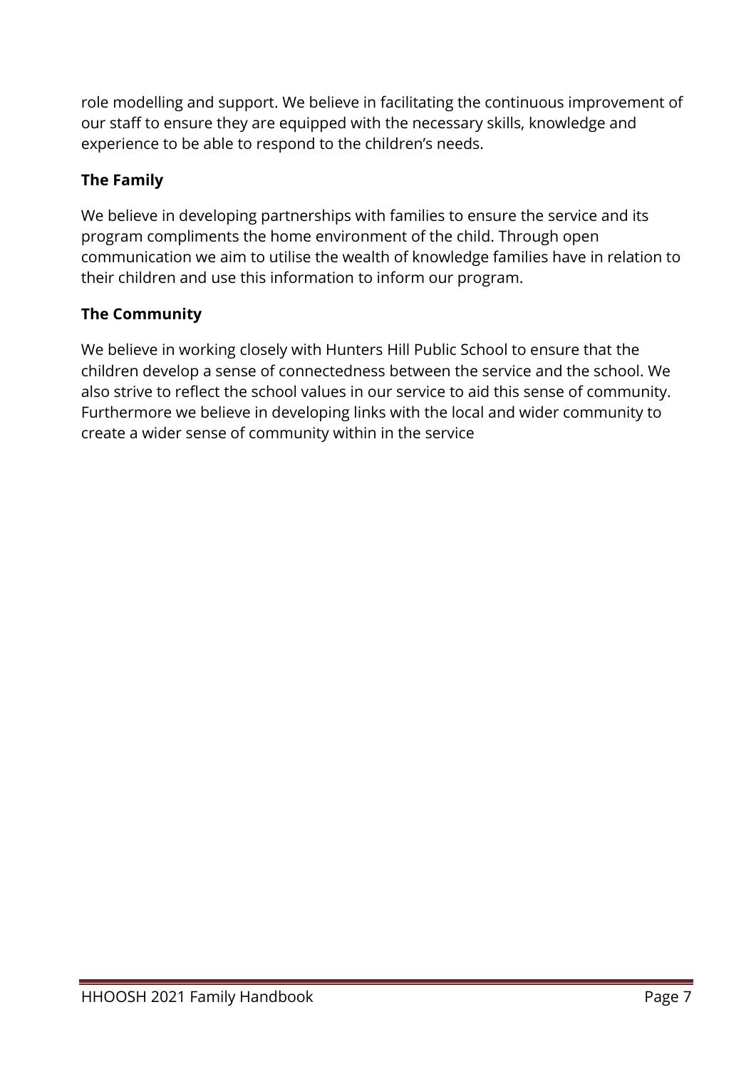role modelling and support. We believe in facilitating the continuous improvement of our staff to ensure they are equipped with the necessary skills, knowledge and experience to be able to respond to the children's needs.

**The Family**

We believe in developing partnerships with families to ensure the service and its program compliments the home environment of the child. Through open communication we aim to utilise the wealth of knowledge families have in relation to their children and use this information to inform our program.

**The Community**

We believe in working closely with Hunters Hill Public School to ensure that the children develop a sense of connectedness between the service and the school. We also strive to reflect the school values in our service to aid this sense of community. Furthermore we believe in developing links with the local and wider community to create a wider sense of community within in the service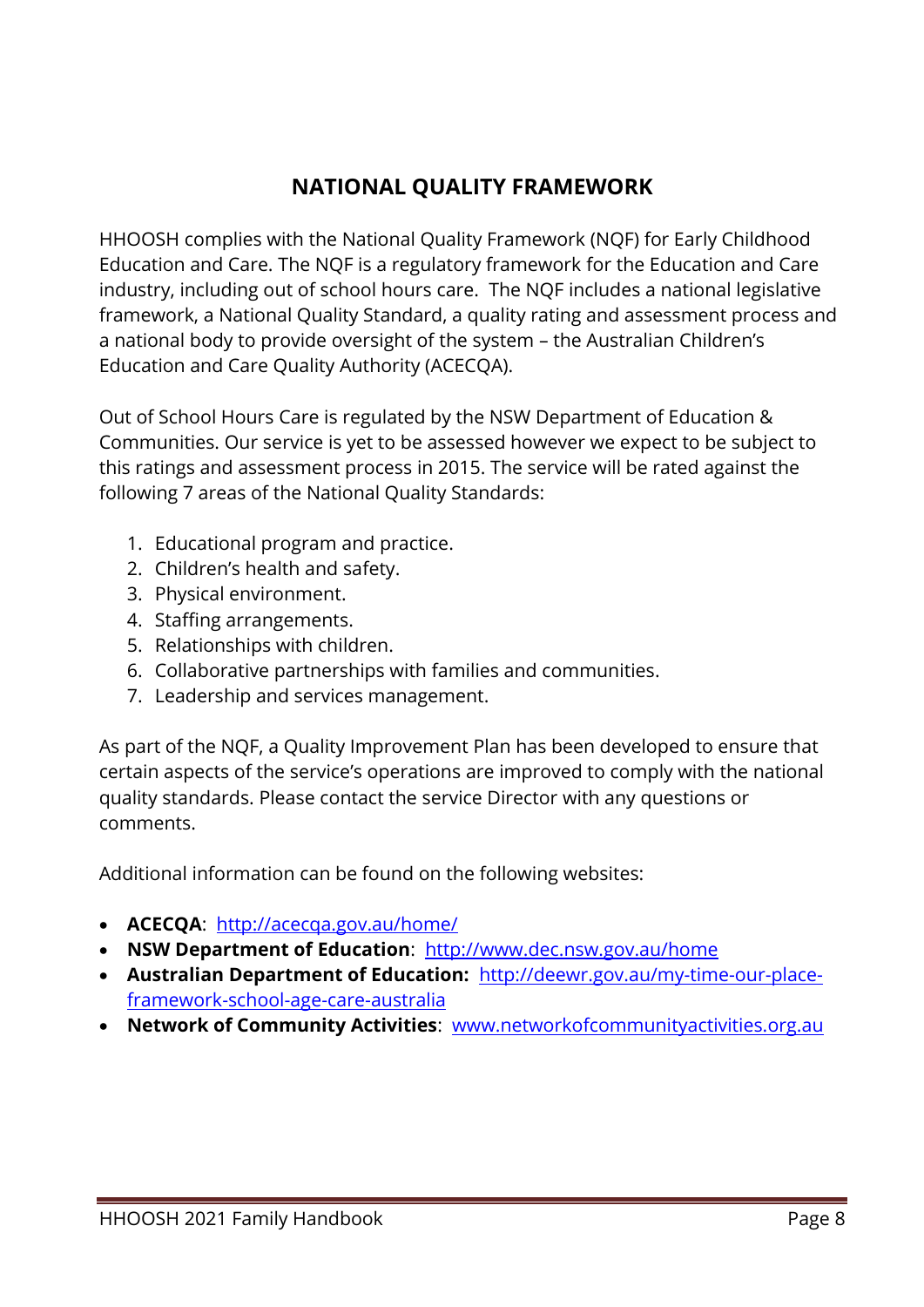## NATIONAL QUALITY FRAMEWORK

HHOOSH complies with the National Quality Framework (NQF) for Early Childhood Education and Care. The NQF is a regulatory framework for the Education and Care industry, including out of school hours care. The NQF includes a national legislative framework, a National Quality Standard, a quality rating and assessment process and a national body to provide oversight of the system – the Australian Children's Education and Care Quality Authority (ACECQA).

Out of School Hours Care is regulated by the NSW Department of Education & Communities. Our service is yet to be assessed however we expect to be subject to this ratings and assessment process in 2015. The service will be rated against the following 7 areas of the National Quality Standards:

1. Educational program and practice.
2. Children's health and safety.
3. Physical environment.
4. Staffing arrangements.
5. Relationships with children.
6. Collaborative partnerships with families and communities.
7. Leadership and services management.

As part of the NQF, a Quality Improvement Plan has been developed to ensure that certain aspects of the service's operations are improved to comply with the national quality standards. Please contact the service Director with any questions or comments.

Additional information can be found on the following websites:

- **ACECQA**: http://acecqa.gov.au/home/
- **NSW Department of Education**: http://www.dec.nsw.gov.au/home
- **Australian Department of Education:** http://deewr.gov.au/my-time-our-place-framework-school-age-care-australia
- **Network of Community Activities**: www.networkofcommunityactivities.org.au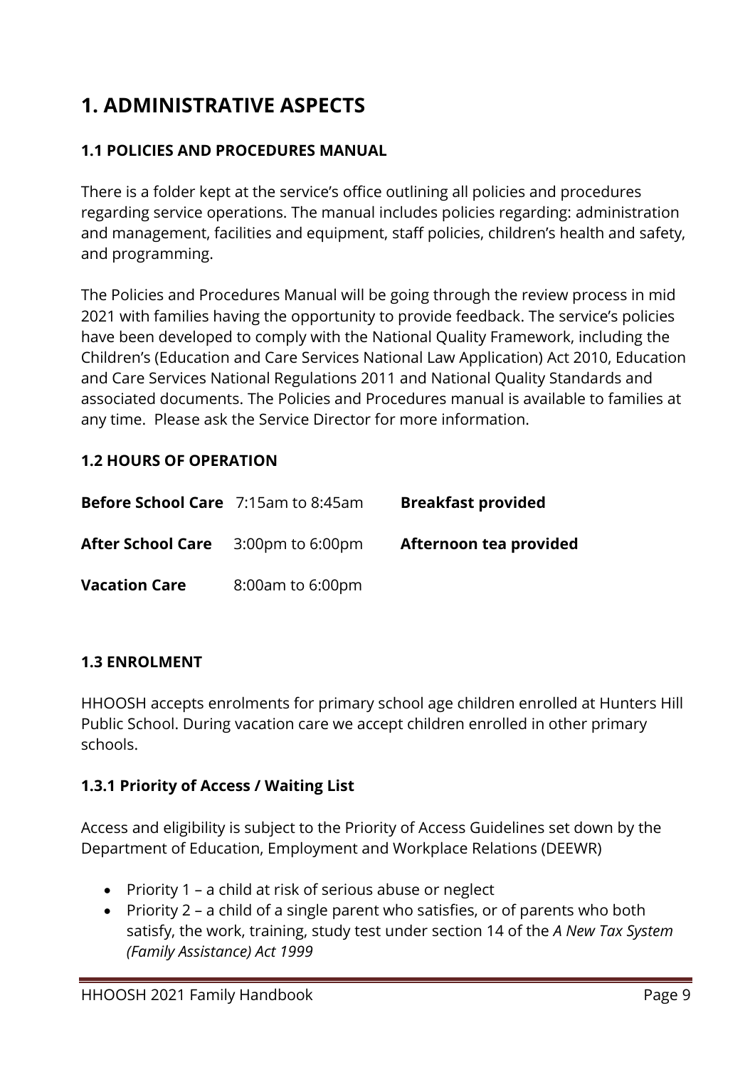# 1. ADMINISTRATIVE ASPECTS

### 1.1 POLICIES AND PROCEDURES MANUAL

There is a folder kept at the service's office outlining all policies and procedures regarding service operations. The manual includes policies regarding: administration and management, facilities and equipment, staff policies, children's health and safety, and programming.

The Policies and Procedures Manual will be going through the review process in mid 2021 with families having the opportunity to provide feedback. The service's policies have been developed to comply with the National Quality Framework, including the Children's (Education and Care Services National Law Application) Act 2010, Education and Care Services National Regulations 2011 and National Quality Standards and associated documents. The Policies and Procedures manual is available to families at any time. Please ask the Service Director for more information.

### 1.2 HOURS OF OPERATION

| | | |
|---|---|---|
| **Before School Care** | 7:15am to 8:45am | **Breakfast provided** |
| **After School Care** | 3:00pm to 6:00pm | **Afternoon tea provided** |
| **Vacation Care** | 8:00am to 6:00pm | |

### 1.3 ENROLMENT

HHOOSH accepts enrolments for primary school age children enrolled at Hunters Hill Public School. During vacation care we accept children enrolled in other primary schools.

#### 1.3.1 Priority of Access / Waiting List

Access and eligibility is subject to the Priority of Access Guidelines set down by the Department of Education, Employment and Workplace Relations (DEEWR)

- Priority 1 – a child at risk of serious abuse or neglect
- Priority 2 – a child of a single parent who satisfies, or of parents who both satisfy, the work, training, study test under section 14 of the *A New Tax System (Family Assistance) Act 1999*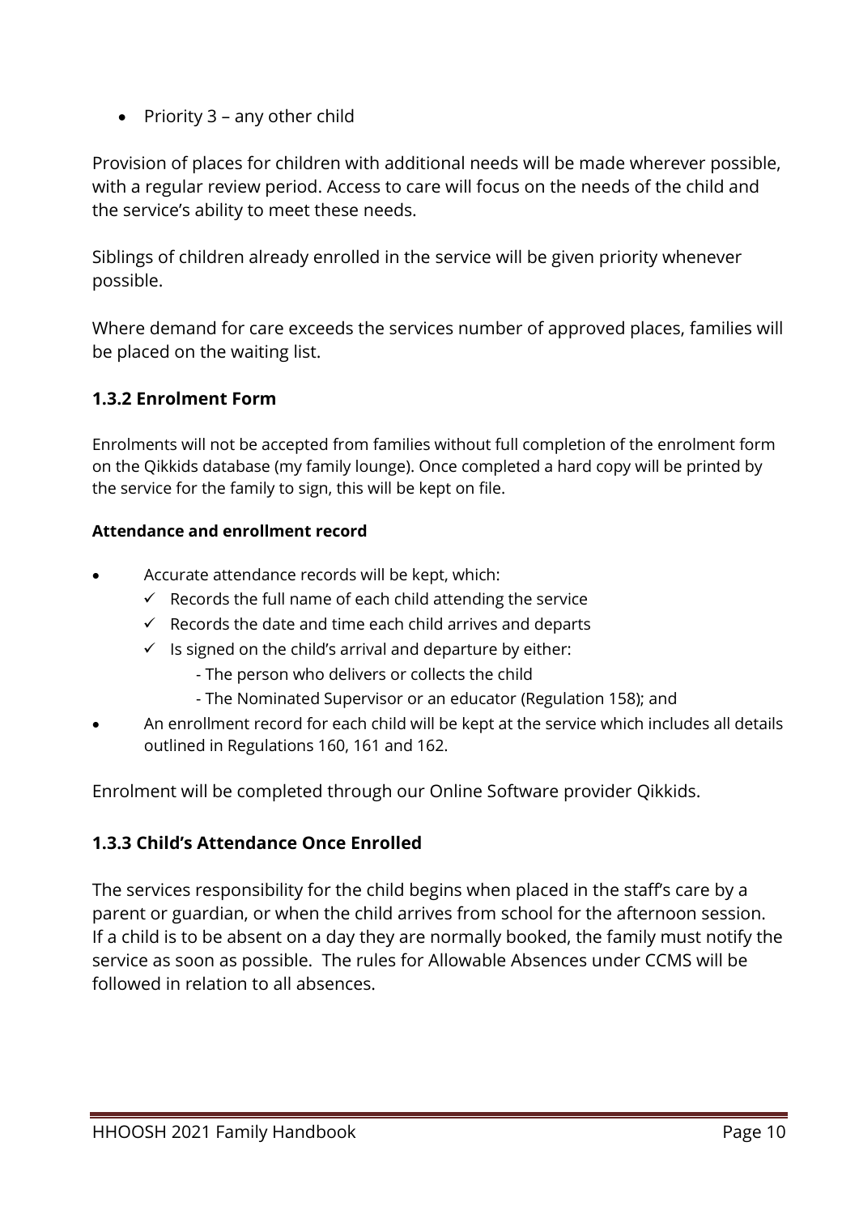- Priority 3 – any other child

Provision of places for children with additional needs will be made wherever possible, with a regular review period. Access to care will focus on the needs of the child and the service's ability to meet these needs.

Siblings of children already enrolled in the service will be given priority whenever possible.

Where demand for care exceeds the services number of approved places, families will be placed on the waiting list.

### 1.3.2 Enrolment Form

Enrolments will not be accepted from families without full completion of the enrolment form on the Qikkids database (my family lounge). Once completed a hard copy will be printed by the service for the family to sign, this will be kept on file.

**Attendance and enrollment record**

- Accurate attendance records will be kept, which:
  - ✓ Records the full name of each child attending the service
  - ✓ Records the date and time each child arrives and departs
  - ✓ Is signed on the child's arrival and departure by either:
    - The person who delivers or collects the child
    - The Nominated Supervisor or an educator (Regulation 158); and
- An enrollment record for each child will be kept at the service which includes all details outlined in Regulations 160, 161 and 162.

Enrolment will be completed through our Online Software provider Qikkids.

### 1.3.3 Child's Attendance Once Enrolled

The services responsibility for the child begins when placed in the staff's care by a parent or guardian, or when the child arrives from school for the afternoon session. If a child is to be absent on a day they are normally booked, the family must notify the service as soon as possible. The rules for Allowable Absences under CCMS will be followed in relation to all absences.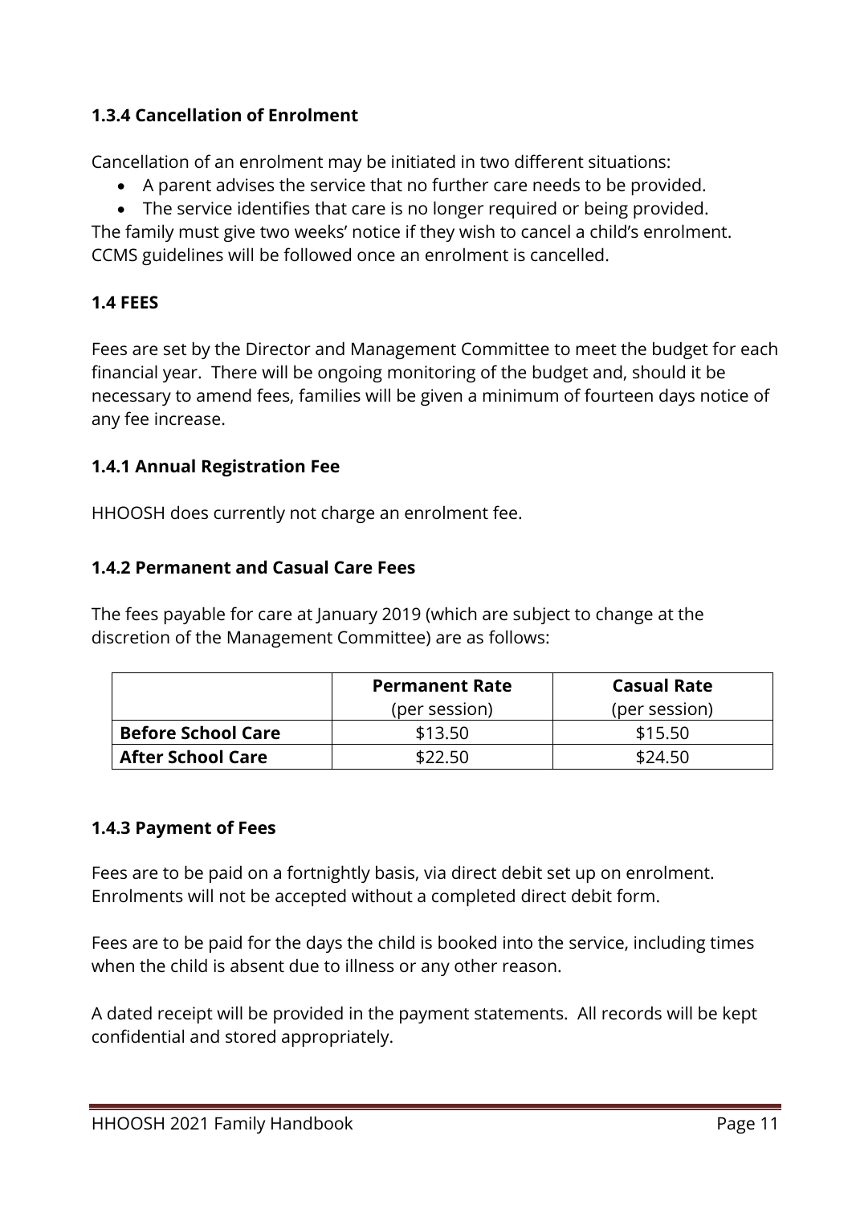### 1.3.4 Cancellation of Enrolment

Cancellation of an enrolment may be initiated in two different situations:

- A parent advises the service that no further care needs to be provided.
- The service identifies that care is no longer required or being provided.

The family must give two weeks' notice if they wish to cancel a child's enrolment. CCMS guidelines will be followed once an enrolment is cancelled.

### 1.4 FEES

Fees are set by the Director and Management Committee to meet the budget for each financial year. There will be ongoing monitoring of the budget and, should it be necessary to amend fees, families will be given a minimum of fourteen days notice of any fee increase.

### 1.4.1 Annual Registration Fee

HHOOSH does currently not charge an enrolment fee.

### 1.4.2 Permanent and Casual Care Fees

The fees payable for care at January 2019 (which are subject to change at the discretion of the Management Committee) are as follows:

| | **Permanent Rate** (per session) | **Casual Rate** (per session) |
|---|---|---|
| **Before School Care** | $13.50 | $15.50 |
| **After School Care** | $22.50 | $24.50 |

### 1.4.3 Payment of Fees

Fees are to be paid on a fortnightly basis, via direct debit set up on enrolment. Enrolments will not be accepted without a completed direct debit form.

Fees are to be paid for the days the child is booked into the service, including times when the child is absent due to illness or any other reason.

A dated receipt will be provided in the payment statements. All records will be kept confidential and stored appropriately.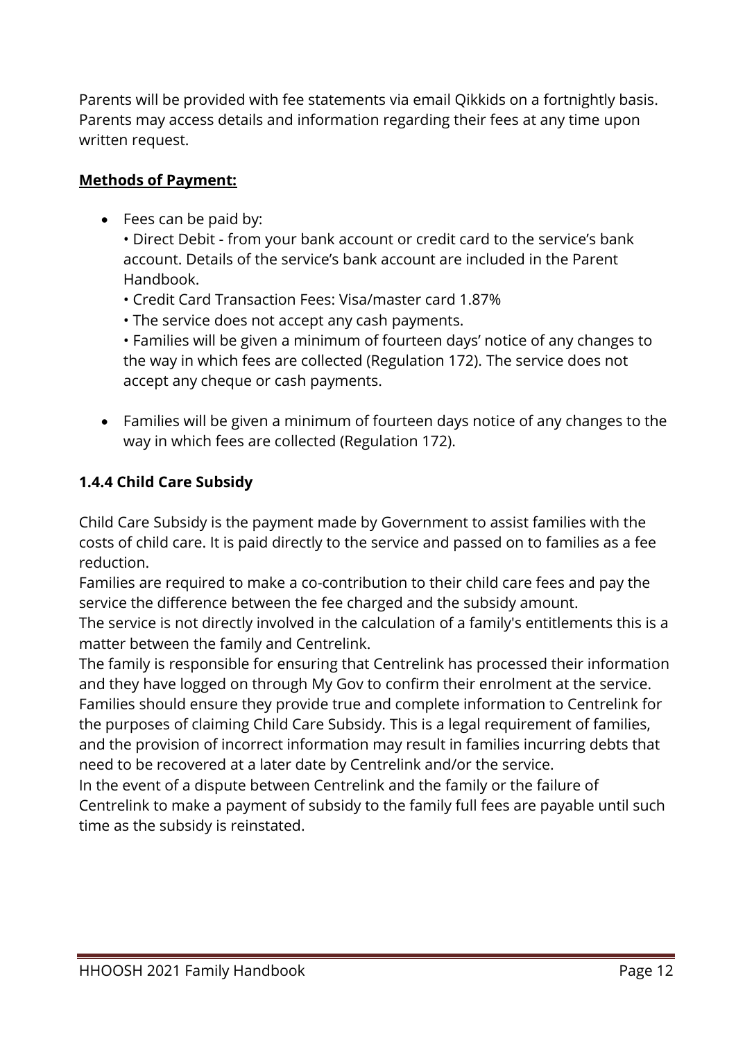Parents will be provided with fee statements via email Qikkids on a fortnightly basis. Parents may access details and information regarding their fees at any time upon written request.

**Methods of Payment:**

- Fees can be paid by:
  • Direct Debit - from your bank account or credit card to the service's bank account. Details of the service's bank account are included in the Parent Handbook.
  • Credit Card Transaction Fees: Visa/master card 1.87%
  • The service does not accept any cash payments.
  • Families will be given a minimum of fourteen days' notice of any changes to the way in which fees are collected (Regulation 172). The service does not accept any cheque or cash payments.
- Families will be given a minimum of fourteen days notice of any changes to the way in which fees are collected (Regulation 172).

### 1.4.4 Child Care Subsidy

Child Care Subsidy is the payment made by Government to assist families with the costs of child care. It is paid directly to the service and passed on to families as a fee reduction.
Families are required to make a co-contribution to their child care fees and pay the service the difference between the fee charged and the subsidy amount.
The service is not directly involved in the calculation of a family's entitlements this is a matter between the family and Centrelink.
The family is responsible for ensuring that Centrelink has processed their information and they have logged on through My Gov to confirm their enrolment at the service.
Families should ensure they provide true and complete information to Centrelink for the purposes of claiming Child Care Subsidy. This is a legal requirement of families, and the provision of incorrect information may result in families incurring debts that need to be recovered at a later date by Centrelink and/or the service.
In the event of a dispute between Centrelink and the family or the failure of Centrelink to make a payment of subsidy to the family full fees are payable until such time as the subsidy is reinstated.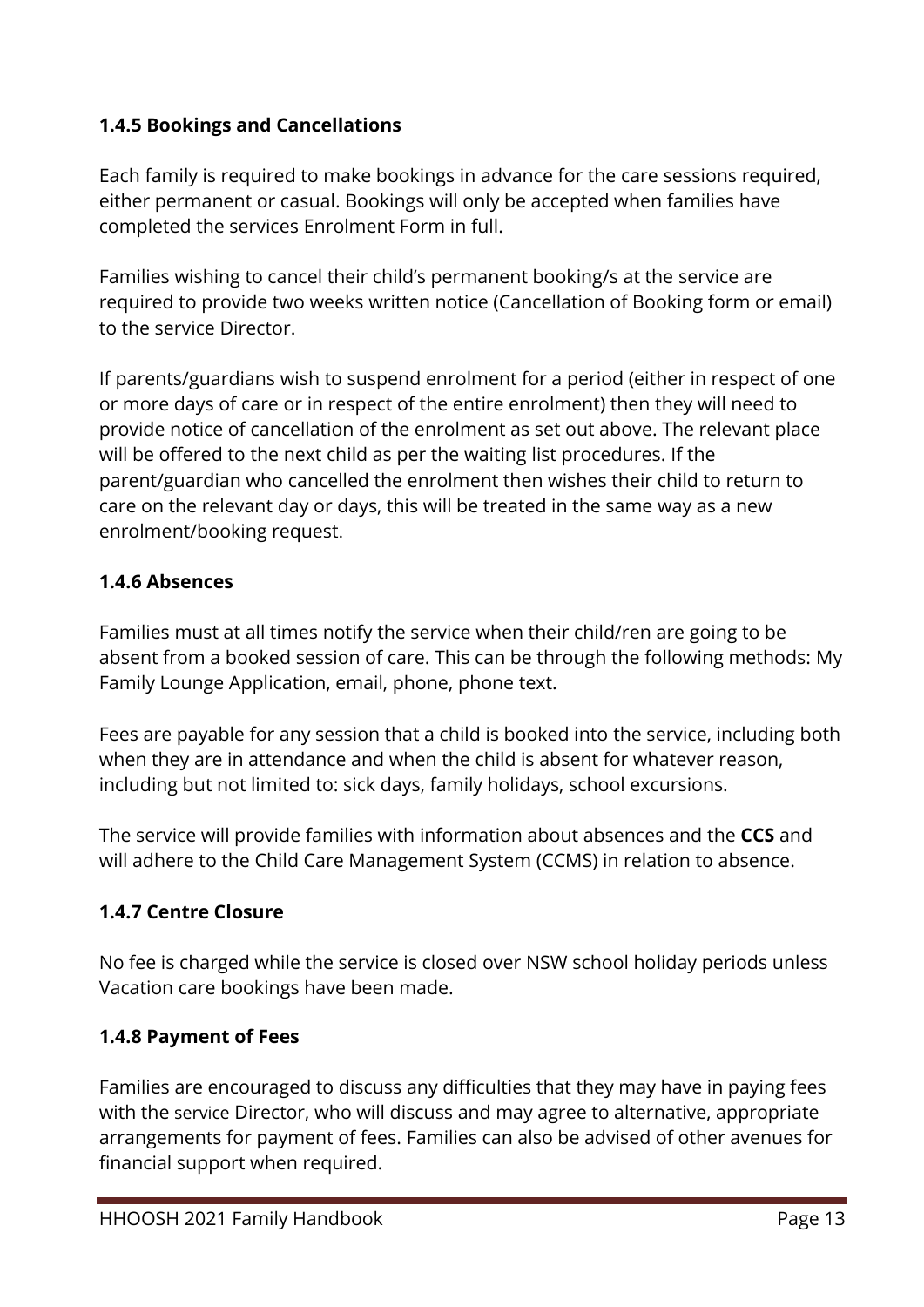### 1.4.5 Bookings and Cancellations

Each family is required to make bookings in advance for the care sessions required, either permanent or casual. Bookings will only be accepted when families have completed the services Enrolment Form in full.

Families wishing to cancel their child's permanent booking/s at the service are required to provide two weeks written notice (Cancellation of Booking form or email) to the service Director.

If parents/guardians wish to suspend enrolment for a period (either in respect of one or more days of care or in respect of the entire enrolment) then they will need to provide notice of cancellation of the enrolment as set out above. The relevant place will be offered to the next child as per the waiting list procedures. If the parent/guardian who cancelled the enrolment then wishes their child to return to care on the relevant day or days, this will be treated in the same way as a new enrolment/booking request.

### 1.4.6 Absences

Families must at all times notify the service when their child/ren are going to be absent from a booked session of care. This can be through the following methods: My Family Lounge Application, email, phone, phone text.

Fees are payable for any session that a child is booked into the service, including both when they are in attendance and when the child is absent for whatever reason, including but not limited to: sick days, family holidays, school excursions.

The service will provide families with information about absences and the **CCS** and will adhere to the Child Care Management System (CCMS) in relation to absence.

### 1.4.7 Centre Closure

No fee is charged while the service is closed over NSW school holiday periods unless Vacation care bookings have been made.

### 1.4.8 Payment of Fees

Families are encouraged to discuss any difficulties that they may have in paying fees with the service Director, who will discuss and may agree to alternative, appropriate arrangements for payment of fees. Families can also be advised of other avenues for financial support when required.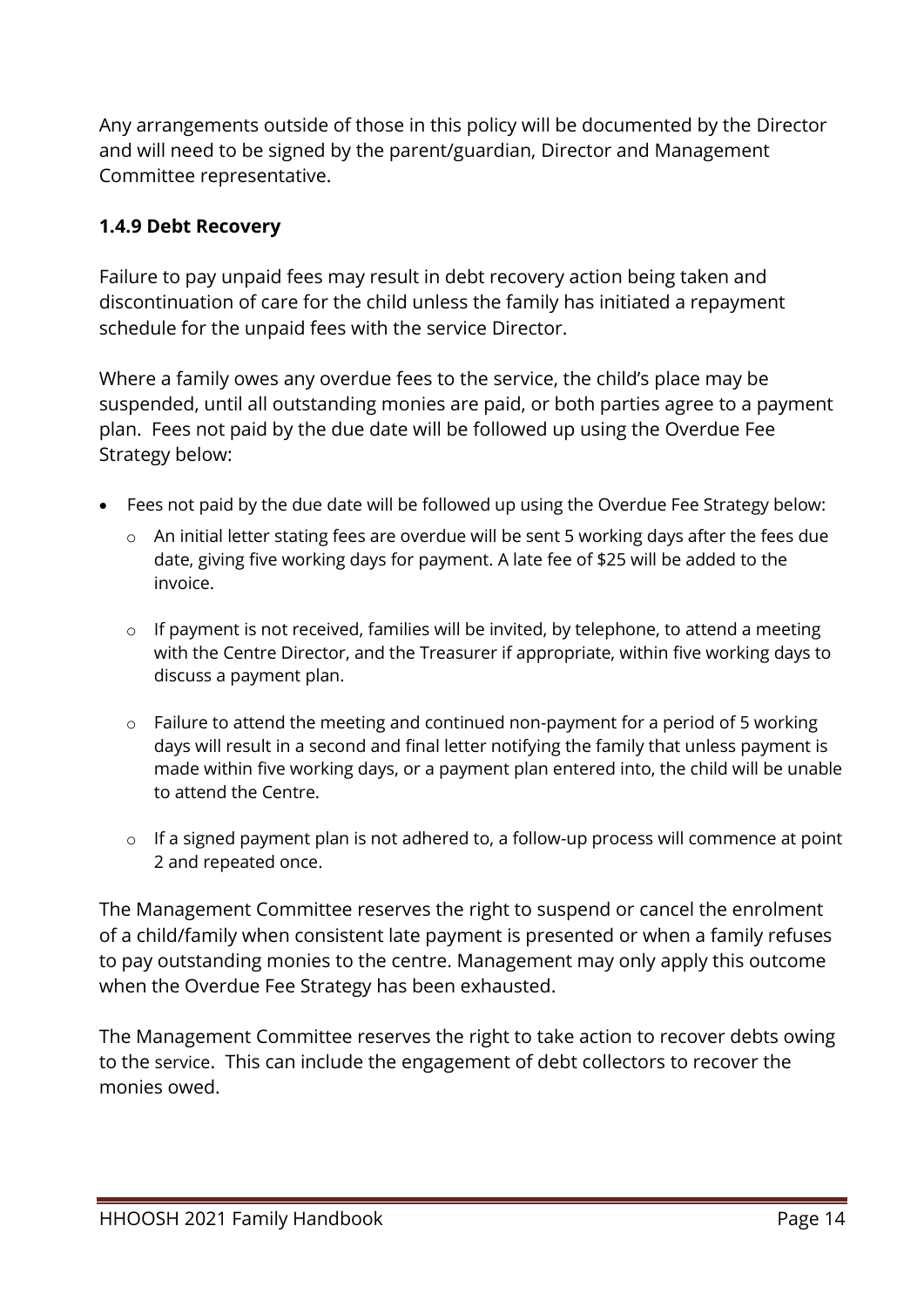Any arrangements outside of those in this policy will be documented by the Director and will need to be signed by the parent/guardian, Director and Management Committee representative.

### 1.4.9 Debt Recovery

Failure to pay unpaid fees may result in debt recovery action being taken and discontinuation of care for the child unless the family has initiated a repayment schedule for the unpaid fees with the service Director.

Where a family owes any overdue fees to the service, the child's place may be suspended, until all outstanding monies are paid, or both parties agree to a payment plan. Fees not paid by the due date will be followed up using the Overdue Fee Strategy below:

- Fees not paid by the due date will be followed up using the Overdue Fee Strategy below:
    - An initial letter stating fees are overdue will be sent 5 working days after the fees due date, giving five working days for payment. A late fee of $25 will be added to the invoice.
    - If payment is not received, families will be invited, by telephone, to attend a meeting with the Centre Director, and the Treasurer if appropriate, within five working days to discuss a payment plan.
    - Failure to attend the meeting and continued non-payment for a period of 5 working days will result in a second and final letter notifying the family that unless payment is made within five working days, or a payment plan entered into, the child will be unable to attend the Centre.
    - If a signed payment plan is not adhered to, a follow-up process will commence at point 2 and repeated once.

The Management Committee reserves the right to suspend or cancel the enrolment of a child/family when consistent late payment is presented or when a family refuses to pay outstanding monies to the centre. Management may only apply this outcome when the Overdue Fee Strategy has been exhausted.

The Management Committee reserves the right to take action to recover debts owing to the service. This can include the engagement of debt collectors to recover the monies owed.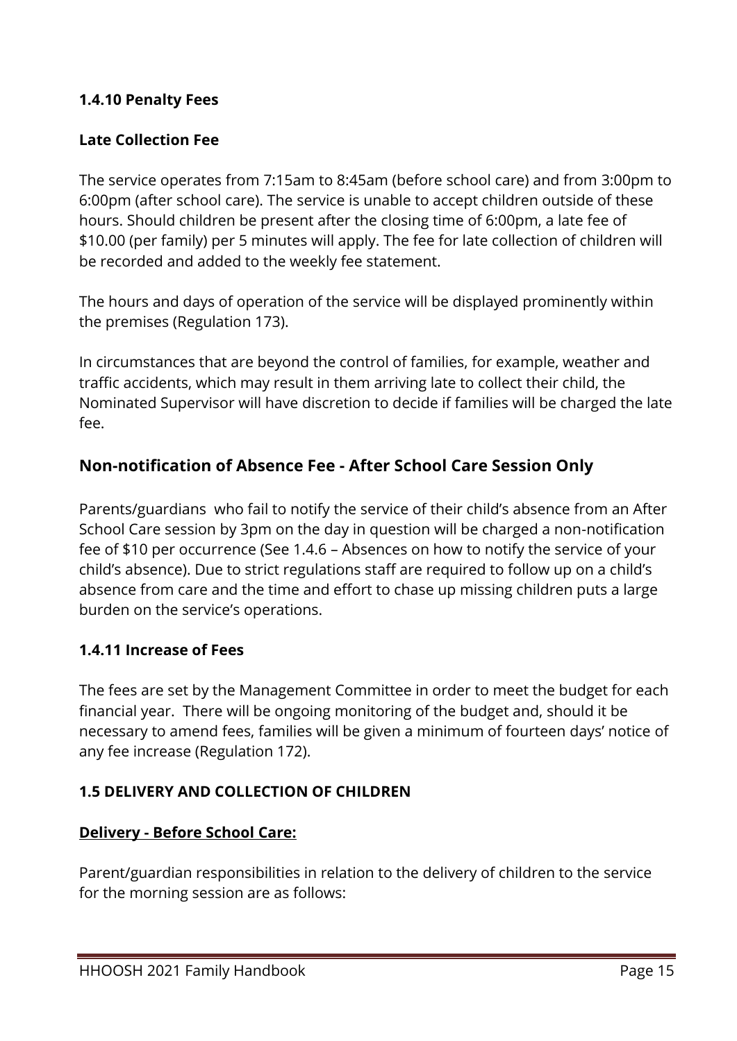### 1.4.10 Penalty Fees

#### Late Collection Fee

The service operates from 7:15am to 8:45am (before school care) and from 3:00pm to 6:00pm (after school care). The service is unable to accept children outside of these hours. Should children be present after the closing time of 6:00pm, a late fee of $10.00 (per family) per 5 minutes will apply. The fee for late collection of children will be recorded and added to the weekly fee statement.

The hours and days of operation of the service will be displayed prominently within the premises (Regulation 173).

In circumstances that are beyond the control of families, for example, weather and traffic accidents, which may result in them arriving late to collect their child, the Nominated Supervisor will have discretion to decide if families will be charged the late fee.

## Non-notification of Absence Fee - After School Care Session Only

Parents/guardians who fail to notify the service of their child's absence from an After School Care session by 3pm on the day in question will be charged a non-notification fee of $10 per occurrence (See 1.4.6 – Absences on how to notify the service of your child's absence). Due to strict regulations staff are required to follow up on a child's absence from care and the time and effort to chase up missing children puts a large burden on the service's operations.

### 1.4.11 Increase of Fees

The fees are set by the Management Committee in order to meet the budget for each financial year. There will be ongoing monitoring of the budget and, should it be necessary to amend fees, families will be given a minimum of fourteen days' notice of any fee increase (Regulation 172).

### 1.5 DELIVERY AND COLLECTION OF CHILDREN

#### Delivery - Before School Care:

Parent/guardian responsibilities in relation to the delivery of children to the service for the morning session are as follows: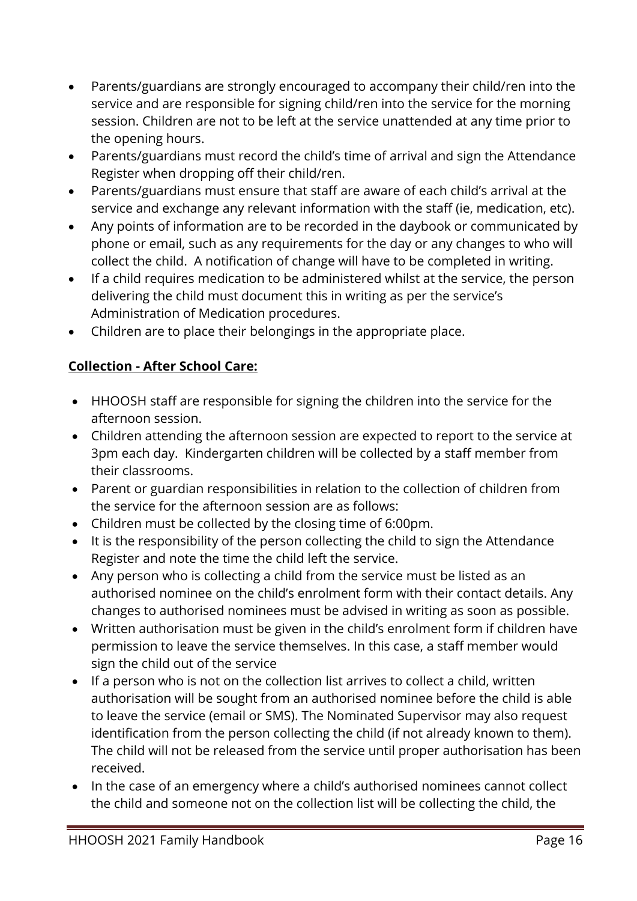- Parents/guardians are strongly encouraged to accompany their child/ren into the service and are responsible for signing child/ren into the service for the morning session. Children are not to be left at the service unattended at any time prior to the opening hours.
- Parents/guardians must record the child's time of arrival and sign the Attendance Register when dropping off their child/ren.
- Parents/guardians must ensure that staff are aware of each child's arrival at the service and exchange any relevant information with the staff (ie, medication, etc).
- Any points of information are to be recorded in the daybook or communicated by phone or email, such as any requirements for the day or any changes to who will collect the child. A notification of change will have to be completed in writing.
- If a child requires medication to be administered whilst at the service, the person delivering the child must document this in writing as per the service's Administration of Medication procedures.
- Children are to place their belongings in the appropriate place.

**Collection - After School Care:**

- HHOOSH staff are responsible for signing the children into the service for the afternoon session.
- Children attending the afternoon session are expected to report to the service at 3pm each day. Kindergarten children will be collected by a staff member from their classrooms.
- Parent or guardian responsibilities in relation to the collection of children from the service for the afternoon session are as follows:
- Children must be collected by the closing time of 6:00pm.
- It is the responsibility of the person collecting the child to sign the Attendance Register and note the time the child left the service.
- Any person who is collecting a child from the service must be listed as an authorised nominee on the child's enrolment form with their contact details. Any changes to authorised nominees must be advised in writing as soon as possible.
- Written authorisation must be given in the child's enrolment form if children have permission to leave the service themselves. In this case, a staff member would sign the child out of the service
- If a person who is not on the collection list arrives to collect a child, written authorisation will be sought from an authorised nominee before the child is able to leave the service (email or SMS). The Nominated Supervisor may also request identification from the person collecting the child (if not already known to them). The child will not be released from the service until proper authorisation has been received.
- In the case of an emergency where a child's authorised nominees cannot collect the child and someone not on the collection list will be collecting the child, the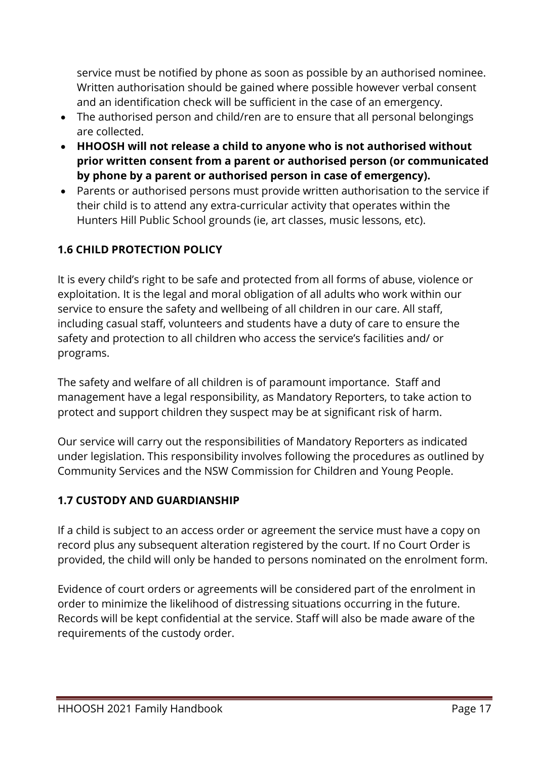service must be notified by phone as soon as possible by an authorised nominee. Written authorisation should be gained where possible however verbal consent and an identification check will be sufficient in the case of an emergency.

- The authorised person and child/ren are to ensure that all personal belongings are collected.
- **HHOOSH will not release a child to anyone who is not authorised without prior written consent from a parent or authorised person (or communicated by phone by a parent or authorised person in case of emergency).**
- Parents or authorised persons must provide written authorisation to the service if their child is to attend any extra-curricular activity that operates within the Hunters Hill Public School grounds (ie, art classes, music lessons, etc).

### 1.6 CHILD PROTECTION POLICY

It is every child's right to be safe and protected from all forms of abuse, violence or exploitation. It is the legal and moral obligation of all adults who work within our service to ensure the safety and wellbeing of all children in our care. All staff, including casual staff, volunteers and students have a duty of care to ensure the safety and protection to all children who access the service's facilities and/ or programs.

The safety and welfare of all children is of paramount importance. Staff and management have a legal responsibility, as Mandatory Reporters, to take action to protect and support children they suspect may be at significant risk of harm.

Our service will carry out the responsibilities of Mandatory Reporters as indicated under legislation. This responsibility involves following the procedures as outlined by Community Services and the NSW Commission for Children and Young People.

### 1.7 CUSTODY AND GUARDIANSHIP

If a child is subject to an access order or agreement the service must have a copy on record plus any subsequent alteration registered by the court. If no Court Order is provided, the child will only be handed to persons nominated on the enrolment form.

Evidence of court orders or agreements will be considered part of the enrolment in order to minimize the likelihood of distressing situations occurring in the future. Records will be kept confidential at the service. Staff will also be made aware of the requirements of the custody order.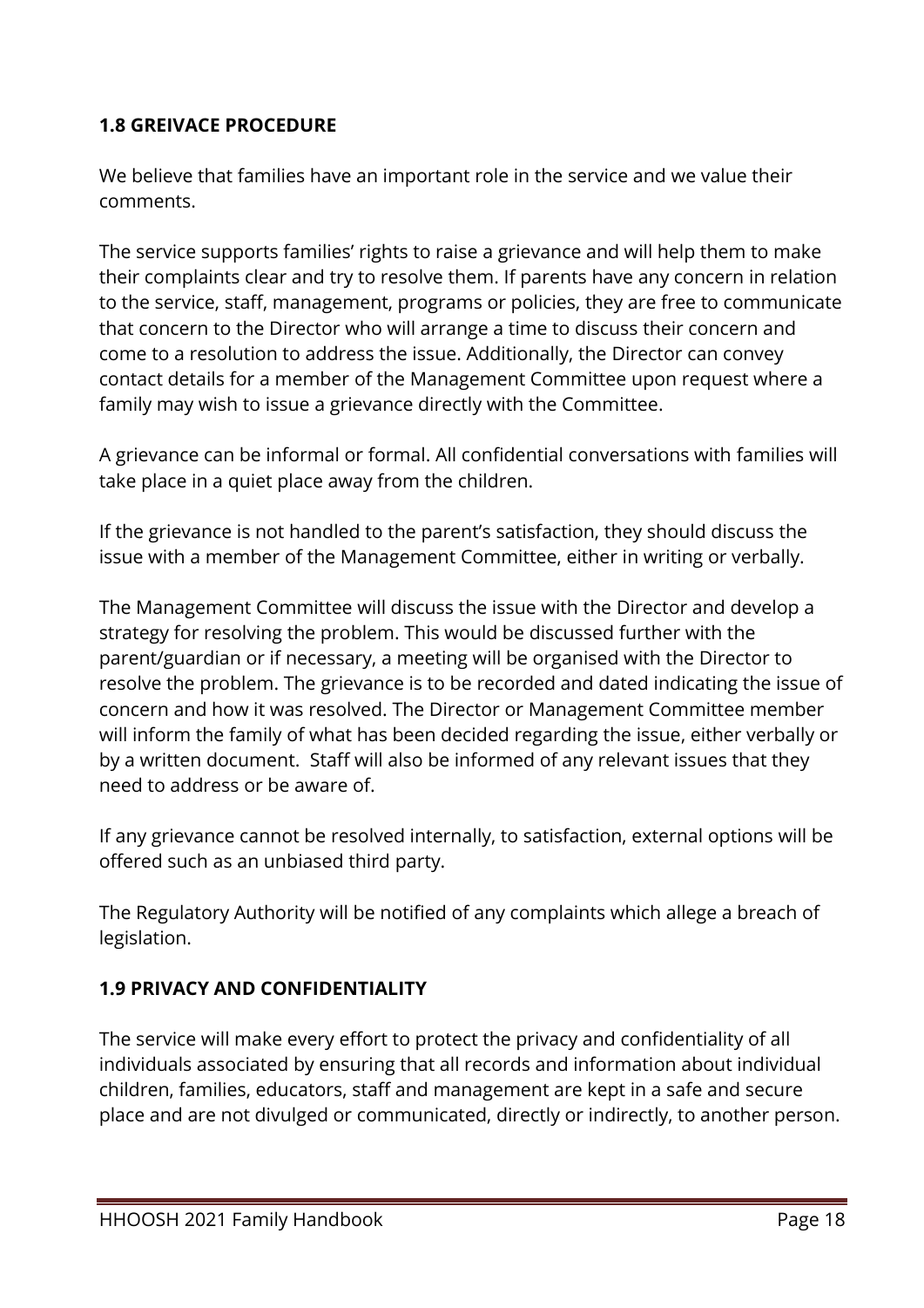### **1.8 GREIVACE PROCEDURE**

We believe that families have an important role in the service and we value their comments.

The service supports families' rights to raise a grievance and will help them to make their complaints clear and try to resolve them. If parents have any concern in relation to the service, staff, management, programs or policies, they are free to communicate that concern to the Director who will arrange a time to discuss their concern and come to a resolution to address the issue. Additionally, the Director can convey contact details for a member of the Management Committee upon request where a family may wish to issue a grievance directly with the Committee.

A grievance can be informal or formal. All confidential conversations with families will take place in a quiet place away from the children.

If the grievance is not handled to the parent's satisfaction, they should discuss the issue with a member of the Management Committee, either in writing or verbally.

The Management Committee will discuss the issue with the Director and develop a strategy for resolving the problem. This would be discussed further with the parent/guardian or if necessary, a meeting will be organised with the Director to resolve the problem. The grievance is to be recorded and dated indicating the issue of concern and how it was resolved. The Director or Management Committee member will inform the family of what has been decided regarding the issue, either verbally or by a written document. Staff will also be informed of any relevant issues that they need to address or be aware of.

If any grievance cannot be resolved internally, to satisfaction, external options will be offered such as an unbiased third party.

The Regulatory Authority will be notified of any complaints which allege a breach of legislation.

### **1.9 PRIVACY AND CONFIDENTIALITY**

The service will make every effort to protect the privacy and confidentiality of all individuals associated by ensuring that all records and information about individual children, families, educators, staff and management are kept in a safe and secure place and are not divulged or communicated, directly or indirectly, to another person.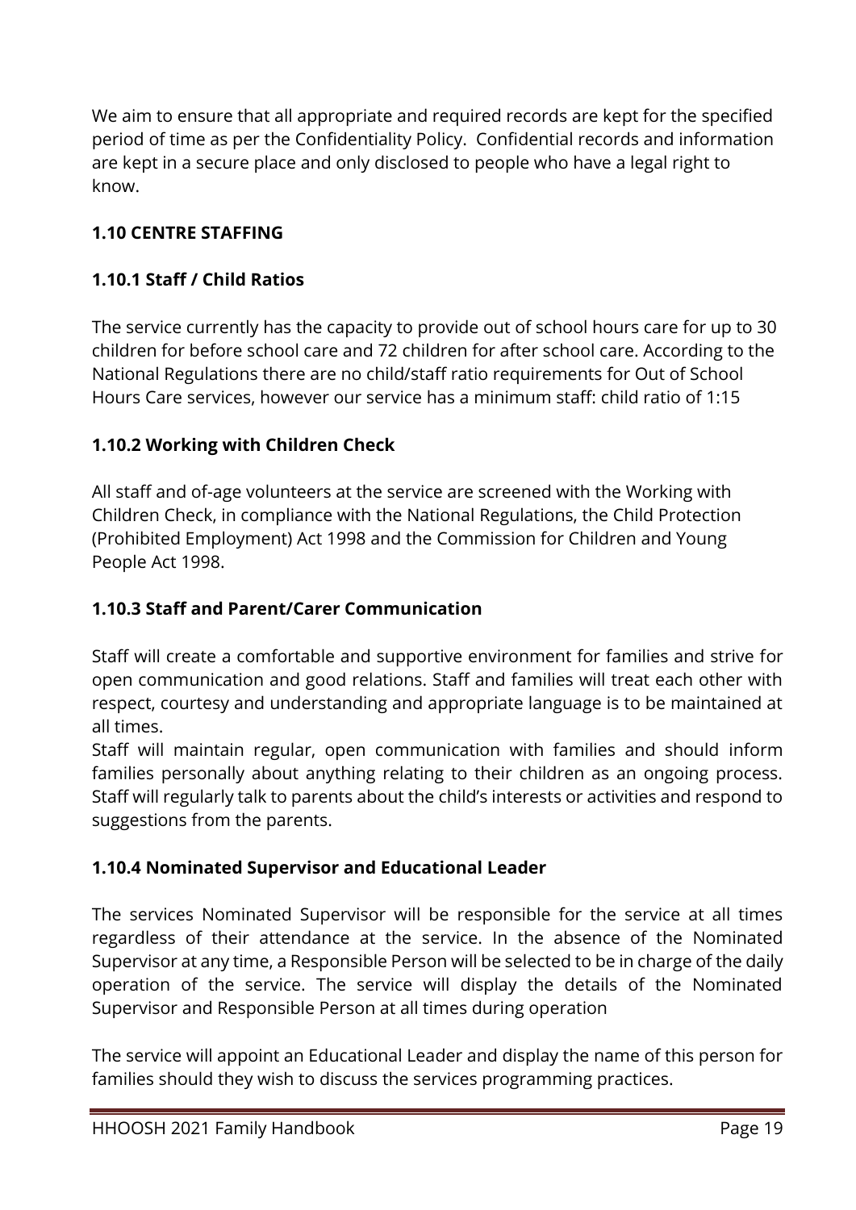We aim to ensure that all appropriate and required records are kept for the specified period of time as per the Confidentiality Policy. Confidential records and information are kept in a secure place and only disclosed to people who have a legal right to know.

## 1.10 CENTRE STAFFING

### 1.10.1 Staff / Child Ratios

The service currently has the capacity to provide out of school hours care for up to 30 children for before school care and 72 children for after school care. According to the National Regulations there are no child/staff ratio requirements for Out of School Hours Care services, however our service has a minimum staff: child ratio of 1:15

### 1.10.2 Working with Children Check

All staff and of-age volunteers at the service are screened with the Working with Children Check, in compliance with the National Regulations, the Child Protection (Prohibited Employment) Act 1998 and the Commission for Children and Young People Act 1998.

### 1.10.3 Staff and Parent/Carer Communication

Staff will create a comfortable and supportive environment for families and strive for open communication and good relations. Staff and families will treat each other with respect, courtesy and understanding and appropriate language is to be maintained at all times.

Staff will maintain regular, open communication with families and should inform families personally about anything relating to their children as an ongoing process. Staff will regularly talk to parents about the child's interests or activities and respond to suggestions from the parents.

### 1.10.4 Nominated Supervisor and Educational Leader

The services Nominated Supervisor will be responsible for the service at all times regardless of their attendance at the service. In the absence of the Nominated Supervisor at any time, a Responsible Person will be selected to be in charge of the daily operation of the service. The service will display the details of the Nominated Supervisor and Responsible Person at all times during operation

The service will appoint an Educational Leader and display the name of this person for families should they wish to discuss the services programming practices.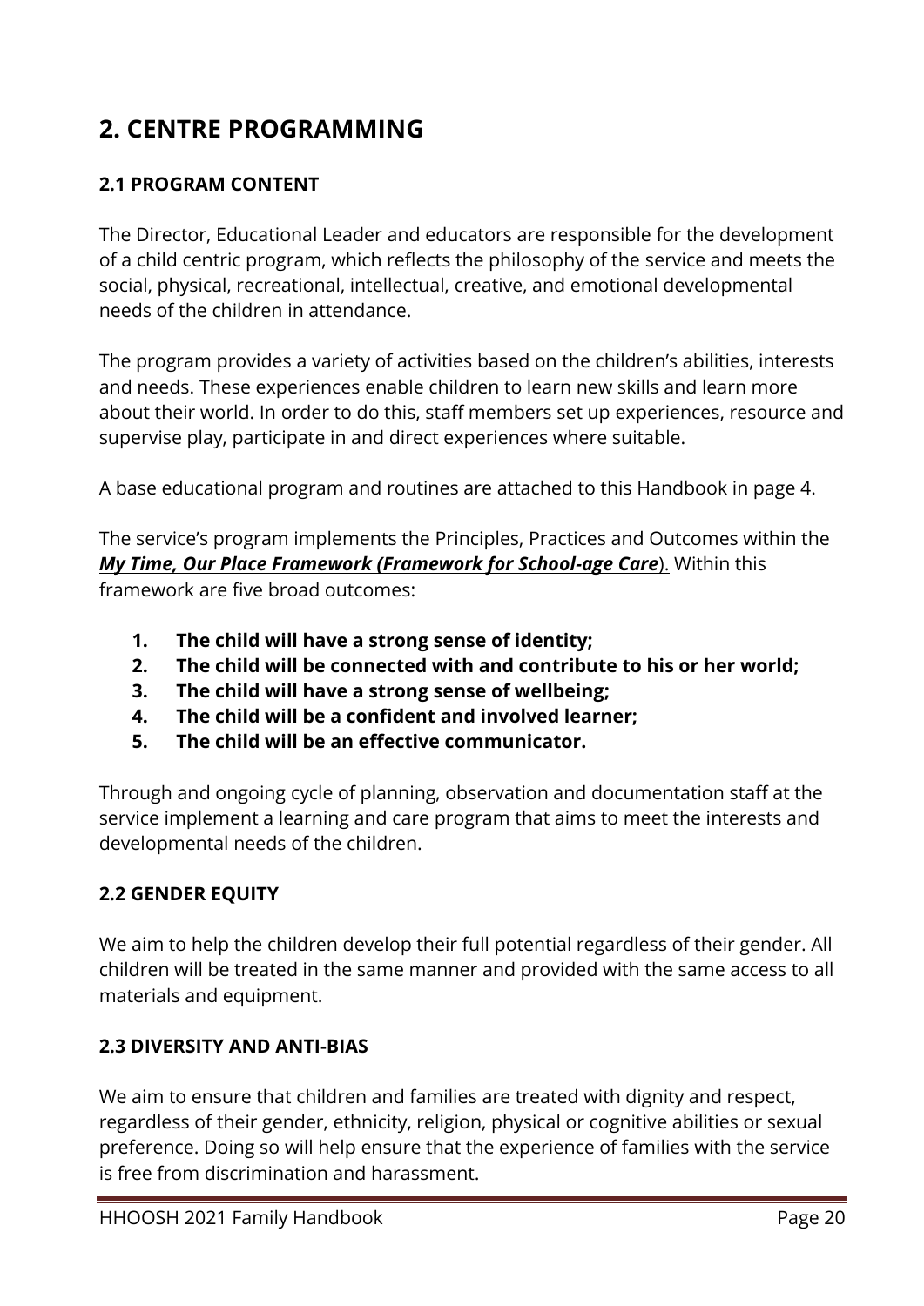# 2. CENTRE PROGRAMMING

## 2.1 PROGRAM CONTENT

The Director, Educational Leader and educators are responsible for the development of a child centric program, which reflects the philosophy of the service and meets the social, physical, recreational, intellectual, creative, and emotional developmental needs of the children in attendance.

The program provides a variety of activities based on the children's abilities, interests and needs. These experiences enable children to learn new skills and learn more about their world. In order to do this, staff members set up experiences, resource and supervise play, participate in and direct experiences where suitable.

A base educational program and routines are attached to this Handbook in page 4.

The service's program implements the Principles, Practices and Outcomes within the ***My Time, Our Place Framework (Framework for School-age Care***). Within this framework are five broad outcomes:

1. **The child will have a strong sense of identity;**
2. **The child will be connected with and contribute to his or her world;**
3. **The child will have a strong sense of wellbeing;**
4. **The child will be a confident and involved learner;**
5. **The child will be an effective communicator.**

Through and ongoing cycle of planning, observation and documentation staff at the service implement a learning and care program that aims to meet the interests and developmental needs of the children.

## 2.2 GENDER EQUITY

We aim to help the children develop their full potential regardless of their gender. All children will be treated in the same manner and provided with the same access to all materials and equipment.

## 2.3 DIVERSITY AND ANTI-BIAS

We aim to ensure that children and families are treated with dignity and respect, regardless of their gender, ethnicity, religion, physical or cognitive abilities or sexual preference. Doing so will help ensure that the experience of families with the service is free from discrimination and harassment.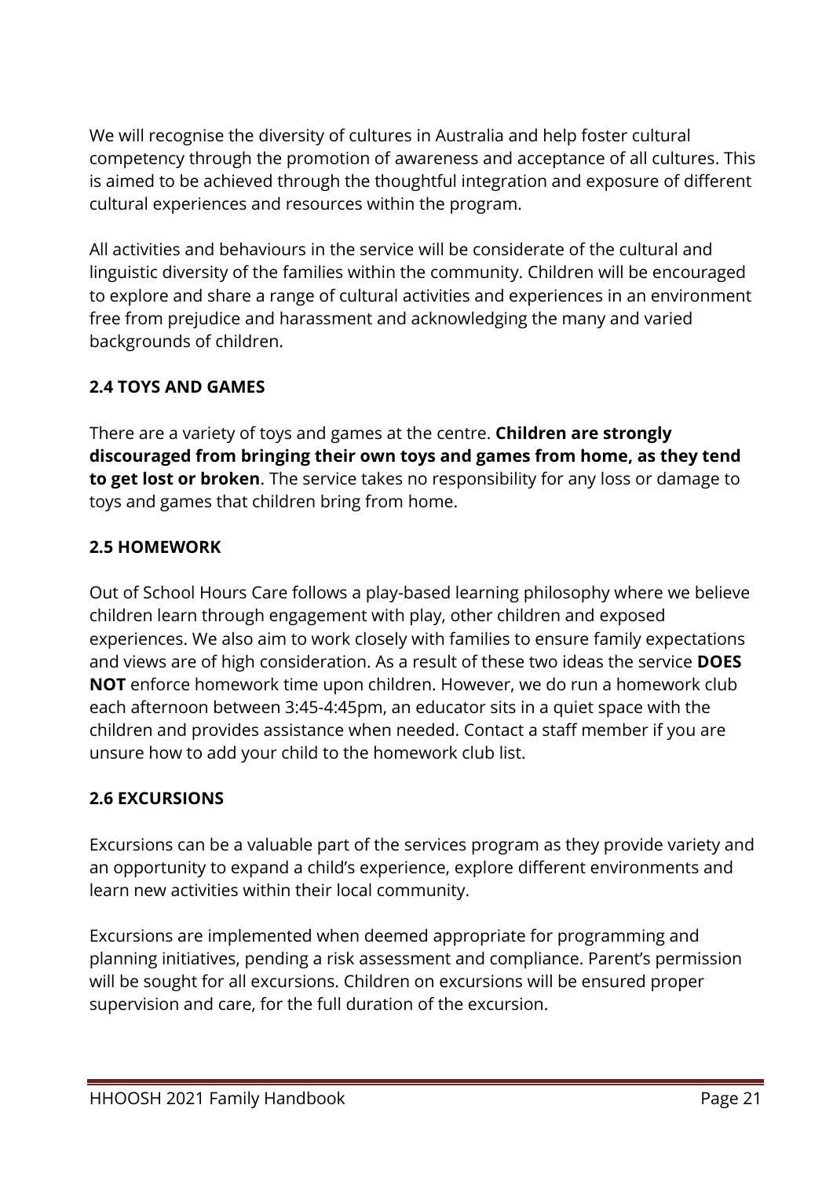We will recognise the diversity of cultures in Australia and help foster cultural competency through the promotion of awareness and acceptance of all cultures. This is aimed to be achieved through the thoughtful integration and exposure of different cultural experiences and resources within the program.

All activities and behaviours in the service will be considerate of the cultural and linguistic diversity of the families within the community. Children will be encouraged to explore and share a range of cultural activities and experiences in an environment free from prejudice and harassment and acknowledging the many and varied backgrounds of children.

### 2.4 TOYS AND GAMES

There are a variety of toys and games at the centre. **Children are strongly discouraged from bringing their own toys and games from home, as they tend to get lost or broken**. The service takes no responsibility for any loss or damage to toys and games that children bring from home.

### 2.5 HOMEWORK

Out of School Hours Care follows a play-based learning philosophy where we believe children learn through engagement with play, other children and exposed experiences. We also aim to work closely with families to ensure family expectations and views are of high consideration. As a result of these two ideas the service **DOES NOT** enforce homework time upon children. However, we do run a homework club each afternoon between 3:45-4:45pm, an educator sits in a quiet space with the children and provides assistance when needed. Contact a staff member if you are unsure how to add your child to the homework club list.

### 2.6 EXCURSIONS

Excursions can be a valuable part of the services program as they provide variety and an opportunity to expand a child's experience, explore different environments and learn new activities within their local community.

Excursions are implemented when deemed appropriate for programming and planning initiatives, pending a risk assessment and compliance. Parent's permission will be sought for all excursions. Children on excursions will be ensured proper supervision and care, for the full duration of the excursion.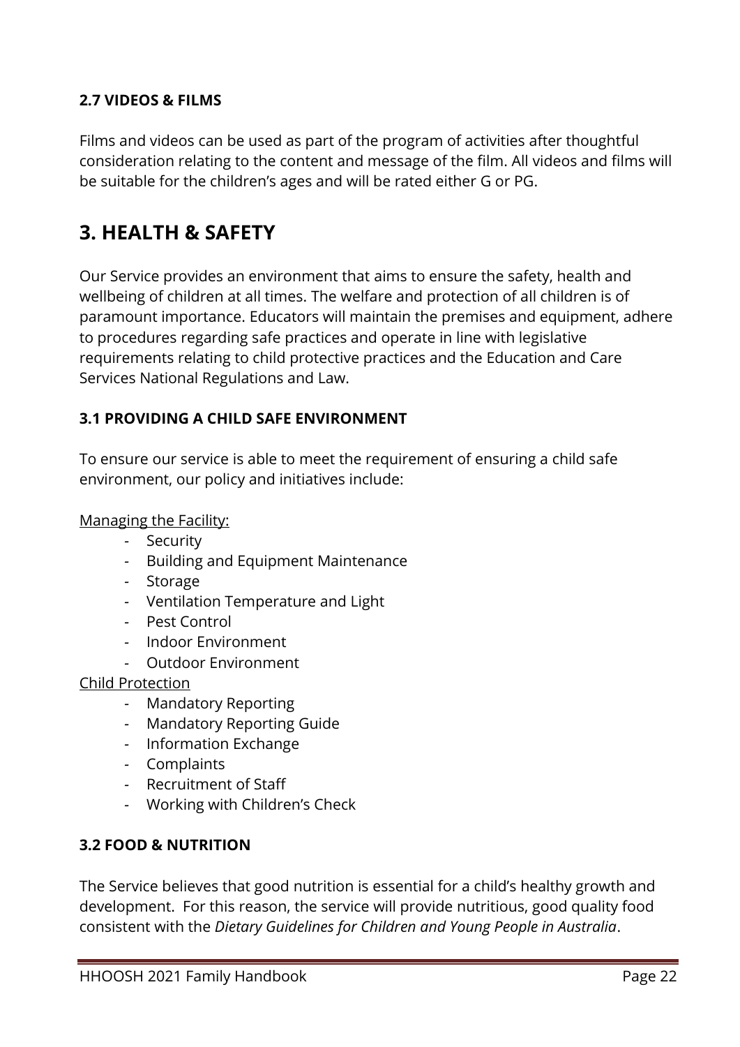### 2.7 VIDEOS & FILMS

Films and videos can be used as part of the program of activities after thoughtful consideration relating to the content and message of the film. All videos and films will be suitable for the children's ages and will be rated either G or PG.

## 3. HEALTH & SAFETY

Our Service provides an environment that aims to ensure the safety, health and wellbeing of children at all times. The welfare and protection of all children is of paramount importance. Educators will maintain the premises and equipment, adhere to procedures regarding safe practices and operate in line with legislative requirements relating to child protective practices and the Education and Care Services National Regulations and Law.

### 3.1 PROVIDING A CHILD SAFE ENVIRONMENT

To ensure our service is able to meet the requirement of ensuring a child safe environment, our policy and initiatives include:

Managing the Facility:

- Security
- Building and Equipment Maintenance
- Storage
- Ventilation Temperature and Light
- Pest Control
- Indoor Environment
- Outdoor Environment

Child Protection

- Mandatory Reporting
- Mandatory Reporting Guide
- Information Exchange
- Complaints
- Recruitment of Staff
- Working with Children's Check

### 3.2 FOOD & NUTRITION

The Service believes that good nutrition is essential for a child's healthy growth and development. For this reason, the service will provide nutritious, good quality food consistent with the *Dietary Guidelines for Children and Young People in Australia*.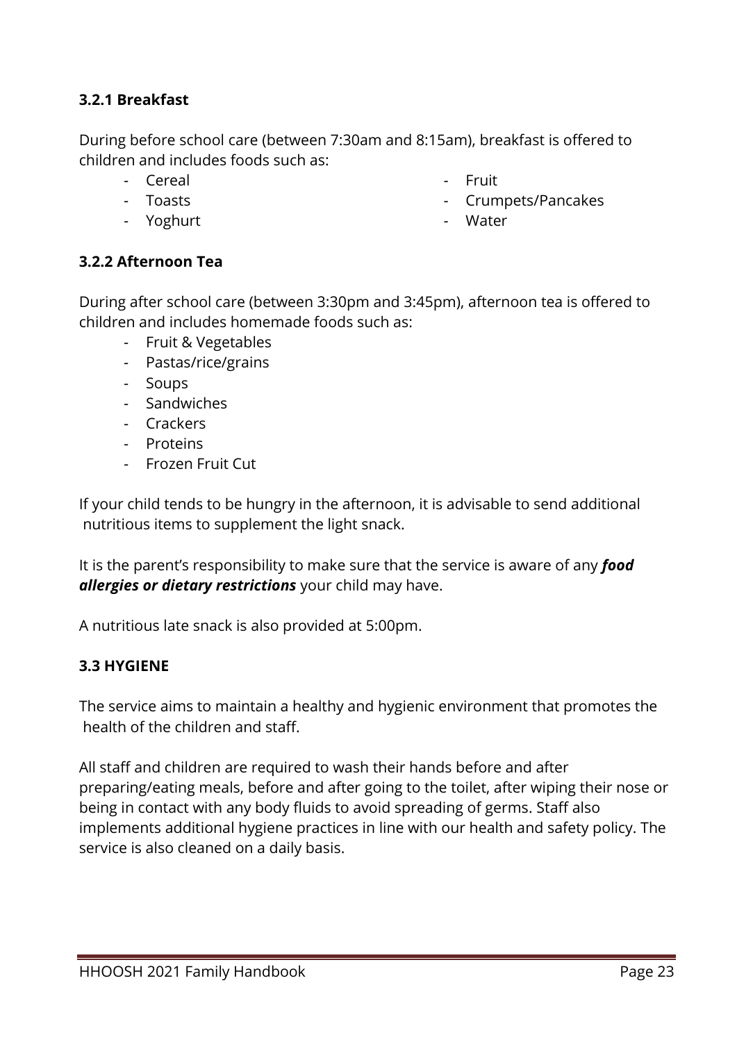### 3.2.1 Breakfast

During before school care (between 7:30am and 8:15am), breakfast is offered to children and includes foods such as:

- Cereal
- Toasts
- Yoghurt
- Fruit
- Crumpets/Pancakes
- Water

### 3.2.2 Afternoon Tea

During after school care (between 3:30pm and 3:45pm), afternoon tea is offered to children and includes homemade foods such as:

- Fruit & Vegetables
- Pastas/rice/grains
- Soups
- Sandwiches
- Crackers
- Proteins
- Frozen Fruit Cut

If your child tends to be hungry in the afternoon, it is advisable to send additional nutritious items to supplement the light snack.

It is the parent's responsibility to make sure that the service is aware of any ***food allergies or dietary restrictions*** your child may have.

A nutritious late snack is also provided at 5:00pm.

### 3.3 HYGIENE

The service aims to maintain a healthy and hygienic environment that promotes the health of the children and staff.

All staff and children are required to wash their hands before and after preparing/eating meals, before and after going to the toilet, after wiping their nose or being in contact with any body fluids to avoid spreading of germs. Staff also implements additional hygiene practices in line with our health and safety policy. The service is also cleaned on a daily basis.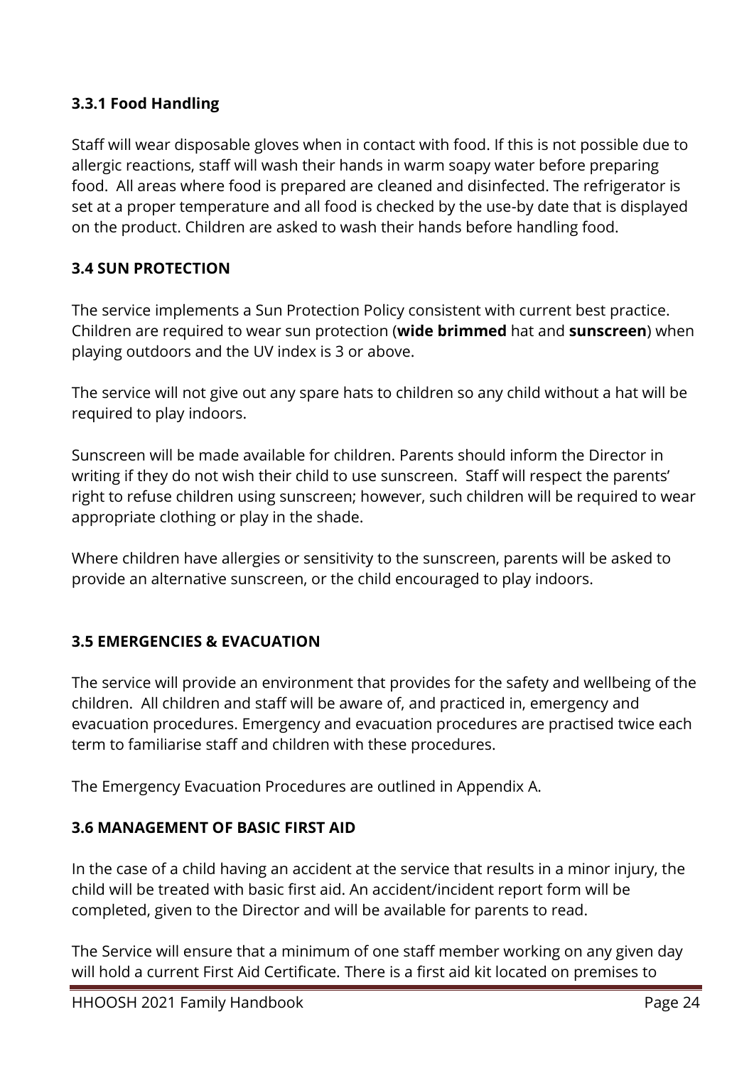### 3.3.1 Food Handling

Staff will wear disposable gloves when in contact with food. If this is not possible due to allergic reactions, staff will wash their hands in warm soapy water before preparing food. All areas where food is prepared are cleaned and disinfected. The refrigerator is set at a proper temperature and all food is checked by the use-by date that is displayed on the product. Children are asked to wash their hands before handling food.

## 3.4 SUN PROTECTION

The service implements a Sun Protection Policy consistent with current best practice. Children are required to wear sun protection (**wide brimmed** hat and **sunscreen**) when playing outdoors and the UV index is 3 or above.

The service will not give out any spare hats to children so any child without a hat will be required to play indoors.

Sunscreen will be made available for children. Parents should inform the Director in writing if they do not wish their child to use sunscreen. Staff will respect the parents' right to refuse children using sunscreen; however, such children will be required to wear appropriate clothing or play in the shade.

Where children have allergies or sensitivity to the sunscreen, parents will be asked to provide an alternative sunscreen, or the child encouraged to play indoors.

## 3.5 EMERGENCIES & EVACUATION

The service will provide an environment that provides for the safety and wellbeing of the children. All children and staff will be aware of, and practiced in, emergency and evacuation procedures. Emergency and evacuation procedures are practised twice each term to familiarise staff and children with these procedures.

The Emergency Evacuation Procedures are outlined in Appendix A.

## 3.6 MANAGEMENT OF BASIC FIRST AID

In the case of a child having an accident at the service that results in a minor injury, the child will be treated with basic first aid. An accident/incident report form will be completed, given to the Director and will be available for parents to read.

The Service will ensure that a minimum of one staff member working on any given day will hold a current First Aid Certificate. There is a first aid kit located on premises to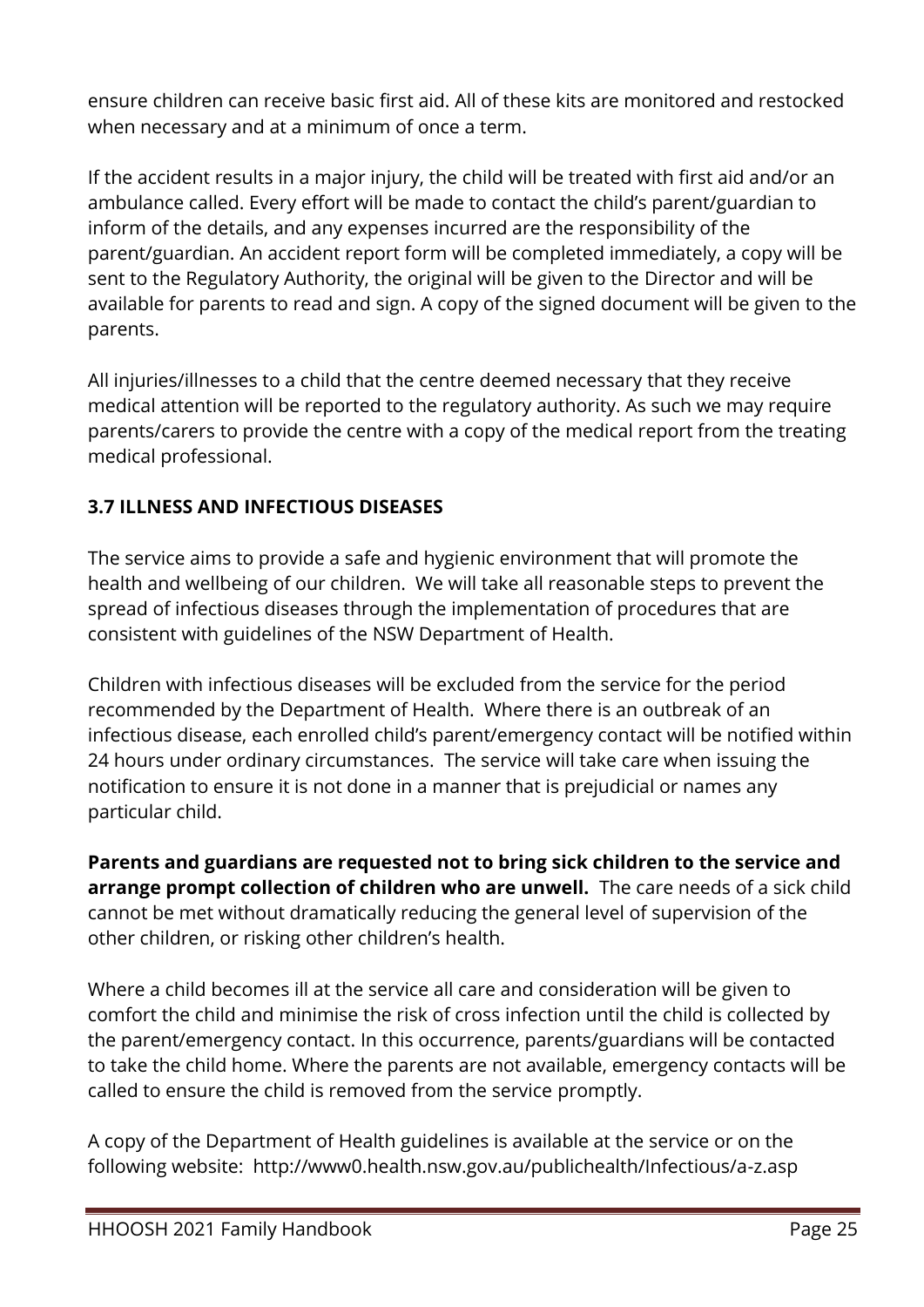ensure children can receive basic first aid. All of these kits are monitored and restocked when necessary and at a minimum of once a term.

If the accident results in a major injury, the child will be treated with first aid and/or an ambulance called. Every effort will be made to contact the child's parent/guardian to inform of the details, and any expenses incurred are the responsibility of the parent/guardian. An accident report form will be completed immediately, a copy will be sent to the Regulatory Authority, the original will be given to the Director and will be available for parents to read and sign. A copy of the signed document will be given to the parents.

All injuries/illnesses to a child that the centre deemed necessary that they receive medical attention will be reported to the regulatory authority. As such we may require parents/carers to provide the centre with a copy of the medical report from the treating medical professional.

### 3.7 ILLNESS AND INFECTIOUS DISEASES

The service aims to provide a safe and hygienic environment that will promote the health and wellbeing of our children. We will take all reasonable steps to prevent the spread of infectious diseases through the implementation of procedures that are consistent with guidelines of the NSW Department of Health.

Children with infectious diseases will be excluded from the service for the period recommended by the Department of Health. Where there is an outbreak of an infectious disease, each enrolled child's parent/emergency contact will be notified within 24 hours under ordinary circumstances. The service will take care when issuing the notification to ensure it is not done in a manner that is prejudicial or names any particular child.

**Parents and guardians are requested not to bring sick children to the service and arrange prompt collection of children who are unwell.** The care needs of a sick child cannot be met without dramatically reducing the general level of supervision of the other children, or risking other children's health.

Where a child becomes ill at the service all care and consideration will be given to comfort the child and minimise the risk of cross infection until the child is collected by the parent/emergency contact. In this occurrence, parents/guardians will be contacted to take the child home. Where the parents are not available, emergency contacts will be called to ensure the child is removed from the service promptly.

A copy of the Department of Health guidelines is available at the service or on the following website: http://www0.health.nsw.gov.au/publichealth/Infectious/a-z.asp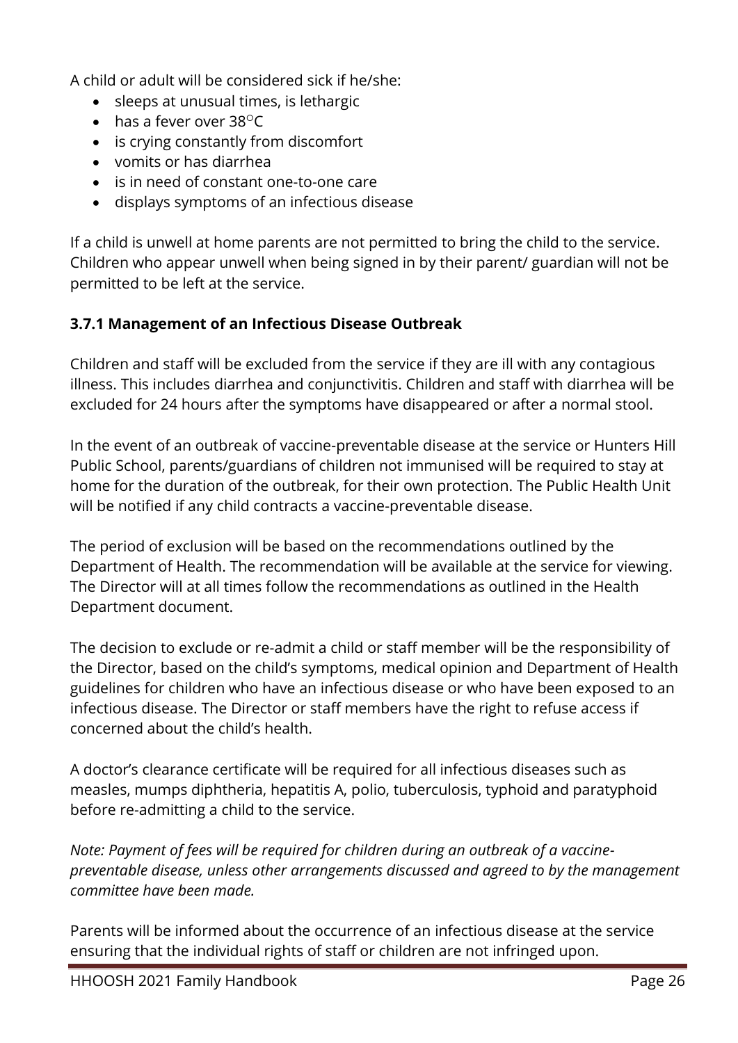A child or adult will be considered sick if he/she:

- sleeps at unusual times, is lethargic
- has a fever over 38°C
- is crying constantly from discomfort
- vomits or has diarrhea
- is in need of constant one-to-one care
- displays symptoms of an infectious disease

If a child is unwell at home parents are not permitted to bring the child to the service. Children who appear unwell when being signed in by their parent/ guardian will not be permitted to be left at the service.

### 3.7.1 Management of an Infectious Disease Outbreak

Children and staff will be excluded from the service if they are ill with any contagious illness. This includes diarrhea and conjunctivitis. Children and staff with diarrhea will be excluded for 24 hours after the symptoms have disappeared or after a normal stool.

In the event of an outbreak of vaccine-preventable disease at the service or Hunters Hill Public School, parents/guardians of children not immunised will be required to stay at home for the duration of the outbreak, for their own protection. The Public Health Unit will be notified if any child contracts a vaccine-preventable disease.

The period of exclusion will be based on the recommendations outlined by the Department of Health. The recommendation will be available at the service for viewing. The Director will at all times follow the recommendations as outlined in the Health Department document.

The decision to exclude or re-admit a child or staff member will be the responsibility of the Director, based on the child's symptoms, medical opinion and Department of Health guidelines for children who have an infectious disease or who have been exposed to an infectious disease. The Director or staff members have the right to refuse access if concerned about the child's health.

A doctor's clearance certificate will be required for all infectious diseases such as measles, mumps diphtheria, hepatitis A, polio, tuberculosis, typhoid and paratyphoid before re-admitting a child to the service.

*Note: Payment of fees will be required for children during an outbreak of a vaccine-preventable disease, unless other arrangements discussed and agreed to by the management committee have been made.*

Parents will be informed about the occurrence of an infectious disease at the service ensuring that the individual rights of staff or children are not infringed upon.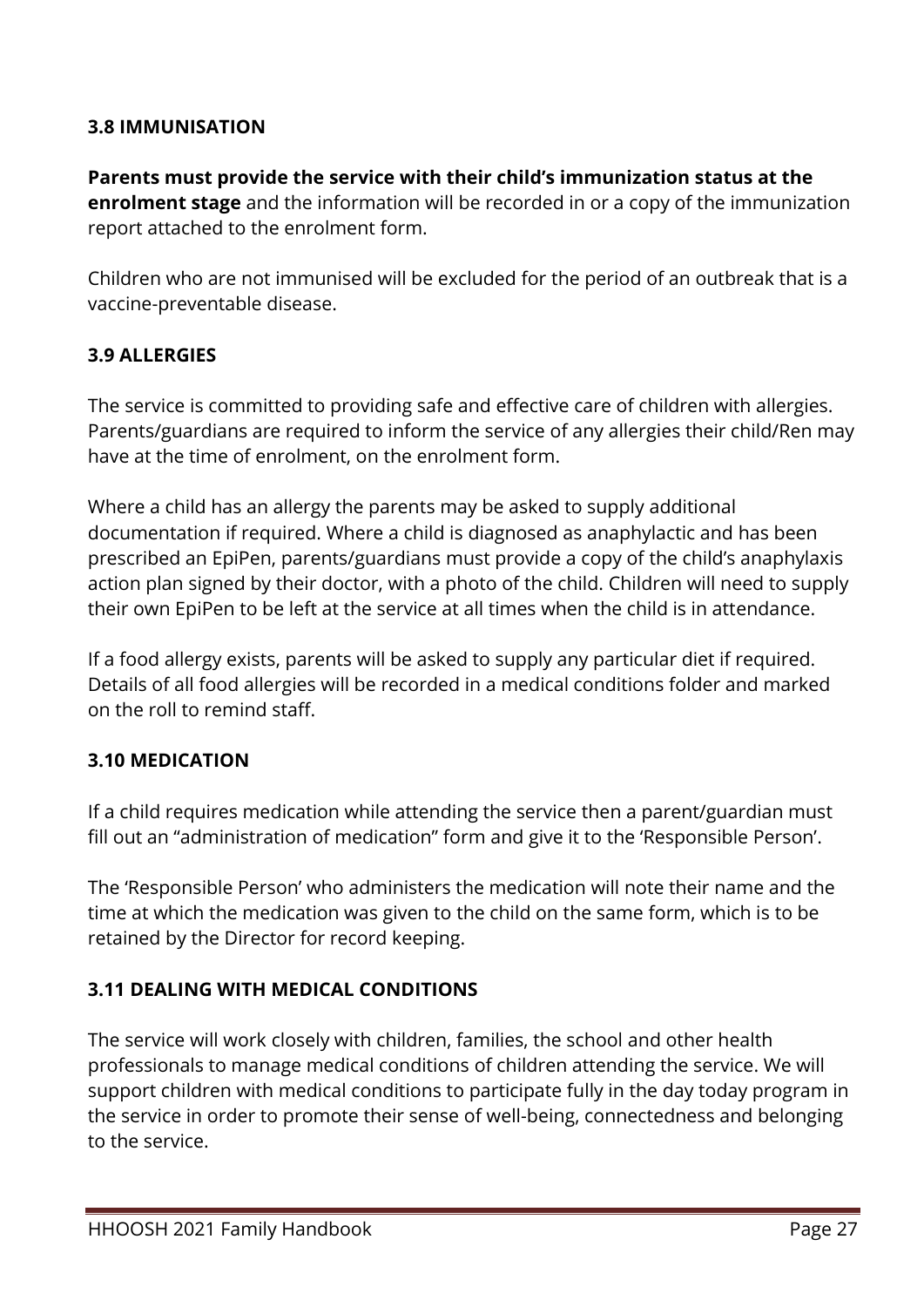### 3.8 IMMUNISATION

**Parents must provide the service with their child's immunization status at the enrolment stage** and the information will be recorded in or a copy of the immunization report attached to the enrolment form.

Children who are not immunised will be excluded for the period of an outbreak that is a vaccine-preventable disease.

### 3.9 ALLERGIES

The service is committed to providing safe and effective care of children with allergies. Parents/guardians are required to inform the service of any allergies their child/Ren may have at the time of enrolment, on the enrolment form.

Where a child has an allergy the parents may be asked to supply additional documentation if required. Where a child is diagnosed as anaphylactic and has been prescribed an EpiPen, parents/guardians must provide a copy of the child's anaphylaxis action plan signed by their doctor, with a photo of the child. Children will need to supply their own EpiPen to be left at the service at all times when the child is in attendance.

If a food allergy exists, parents will be asked to supply any particular diet if required. Details of all food allergies will be recorded in a medical conditions folder and marked on the roll to remind staff.

### 3.10 MEDICATION

If a child requires medication while attending the service then a parent/guardian must fill out an "administration of medication" form and give it to the 'Responsible Person'.

The 'Responsible Person' who administers the medication will note their name and the time at which the medication was given to the child on the same form, which is to be retained by the Director for record keeping.

### 3.11 DEALING WITH MEDICAL CONDITIONS

The service will work closely with children, families, the school and other health professionals to manage medical conditions of children attending the service. We will support children with medical conditions to participate fully in the day today program in the service in order to promote their sense of well-being, connectedness and belonging to the service.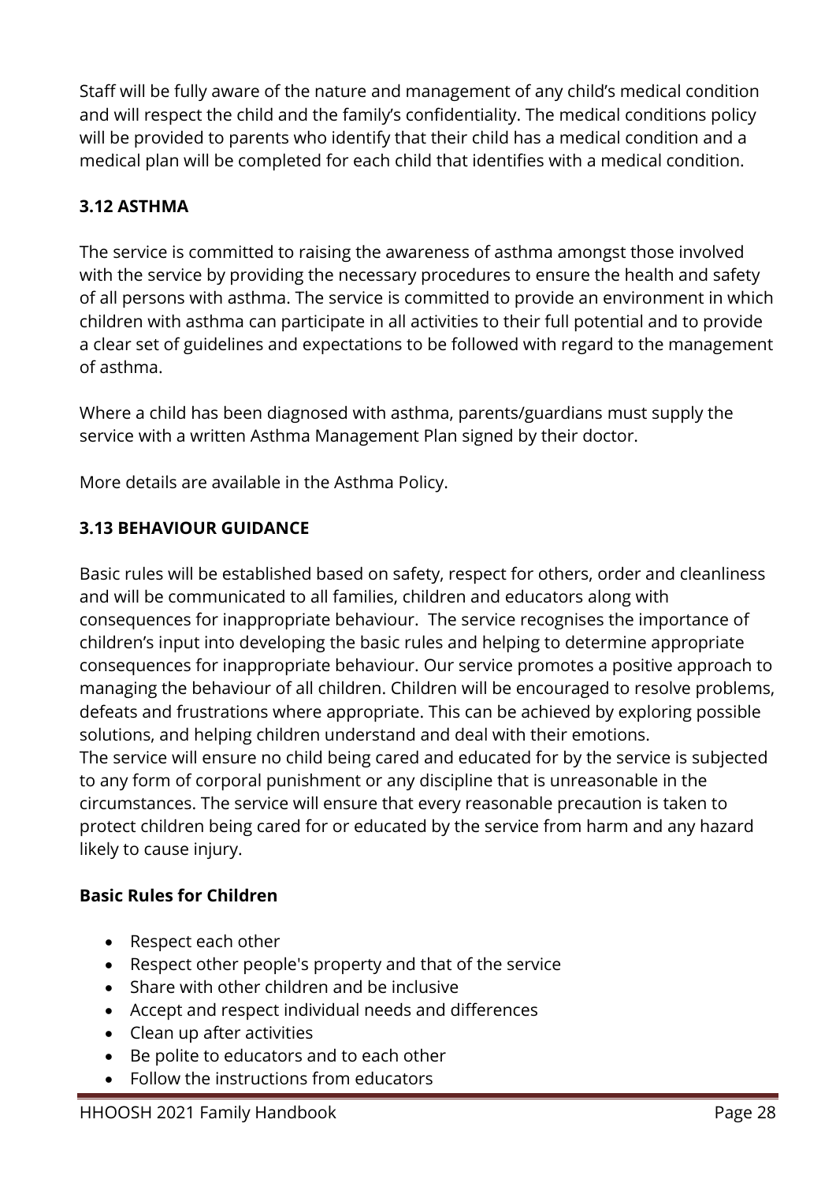Staff will be fully aware of the nature and management of any child's medical condition and will respect the child and the family's confidentiality. The medical conditions policy will be provided to parents who identify that their child has a medical condition and a medical plan will be completed for each child that identifies with a medical condition.

### 3.12 ASTHMA

The service is committed to raising the awareness of asthma amongst those involved with the service by providing the necessary procedures to ensure the health and safety of all persons with asthma. The service is committed to provide an environment in which children with asthma can participate in all activities to their full potential and to provide a clear set of guidelines and expectations to be followed with regard to the management of asthma.

Where a child has been diagnosed with asthma, parents/guardians must supply the service with a written Asthma Management Plan signed by their doctor.

More details are available in the Asthma Policy.

### 3.13 BEHAVIOUR GUIDANCE

Basic rules will be established based on safety, respect for others, order and cleanliness and will be communicated to all families, children and educators along with consequences for inappropriate behaviour. The service recognises the importance of children's input into developing the basic rules and helping to determine appropriate consequences for inappropriate behaviour. Our service promotes a positive approach to managing the behaviour of all children. Children will be encouraged to resolve problems, defeats and frustrations where appropriate. This can be achieved by exploring possible solutions, and helping children understand and deal with their emotions.
The service will ensure no child being cared and educated for by the service is subjected to any form of corporal punishment or any discipline that is unreasonable in the circumstances. The service will ensure that every reasonable precaution is taken to protect children being cared for or educated by the service from harm and any hazard likely to cause injury.

**Basic Rules for Children**

- Respect each other
- Respect other people's property and that of the service
- Share with other children and be inclusive
- Accept and respect individual needs and differences
- Clean up after activities
- Be polite to educators and to each other
- Follow the instructions from educators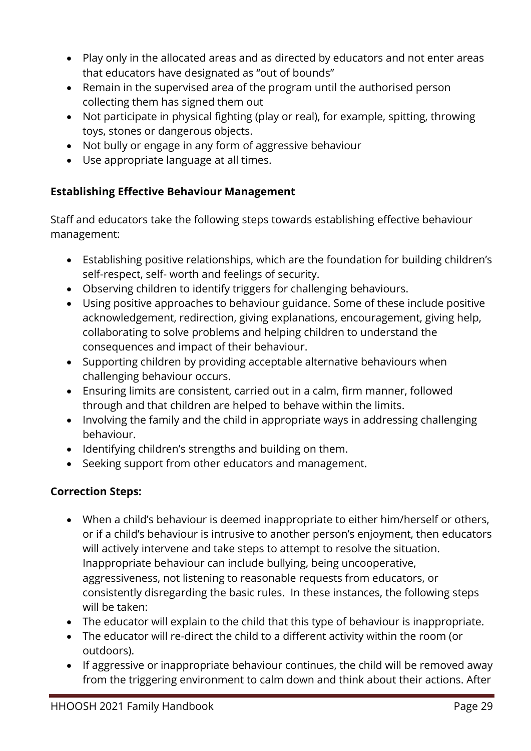- Play only in the allocated areas and as directed by educators and not enter areas that educators have designated as "out of bounds"
- Remain in the supervised area of the program until the authorised person collecting them has signed them out
- Not participate in physical fighting (play or real), for example, spitting, throwing toys, stones or dangerous objects.
- Not bully or engage in any form of aggressive behaviour
- Use appropriate language at all times.

**Establishing Effective Behaviour Management**

Staff and educators take the following steps towards establishing effective behaviour management:

- Establishing positive relationships, which are the foundation for building children's self-respect, self- worth and feelings of security.
- Observing children to identify triggers for challenging behaviours.
- Using positive approaches to behaviour guidance. Some of these include positive acknowledgement, redirection, giving explanations, encouragement, giving help, collaborating to solve problems and helping children to understand the consequences and impact of their behaviour.
- Supporting children by providing acceptable alternative behaviours when challenging behaviour occurs.
- Ensuring limits are consistent, carried out in a calm, firm manner, followed through and that children are helped to behave within the limits.
- Involving the family and the child in appropriate ways in addressing challenging behaviour.
- Identifying children's strengths and building on them.
- Seeking support from other educators and management.

**Correction Steps:**

- When a child's behaviour is deemed inappropriate to either him/herself or others, or if a child's behaviour is intrusive to another person's enjoyment, then educators will actively intervene and take steps to attempt to resolve the situation. Inappropriate behaviour can include bullying, being uncooperative, aggressiveness, not listening to reasonable requests from educators, or consistently disregarding the basic rules. In these instances, the following steps will be taken:
- The educator will explain to the child that this type of behaviour is inappropriate.
- The educator will re-direct the child to a different activity within the room (or outdoors).
- If aggressive or inappropriate behaviour continues, the child will be removed away from the triggering environment to calm down and think about their actions. After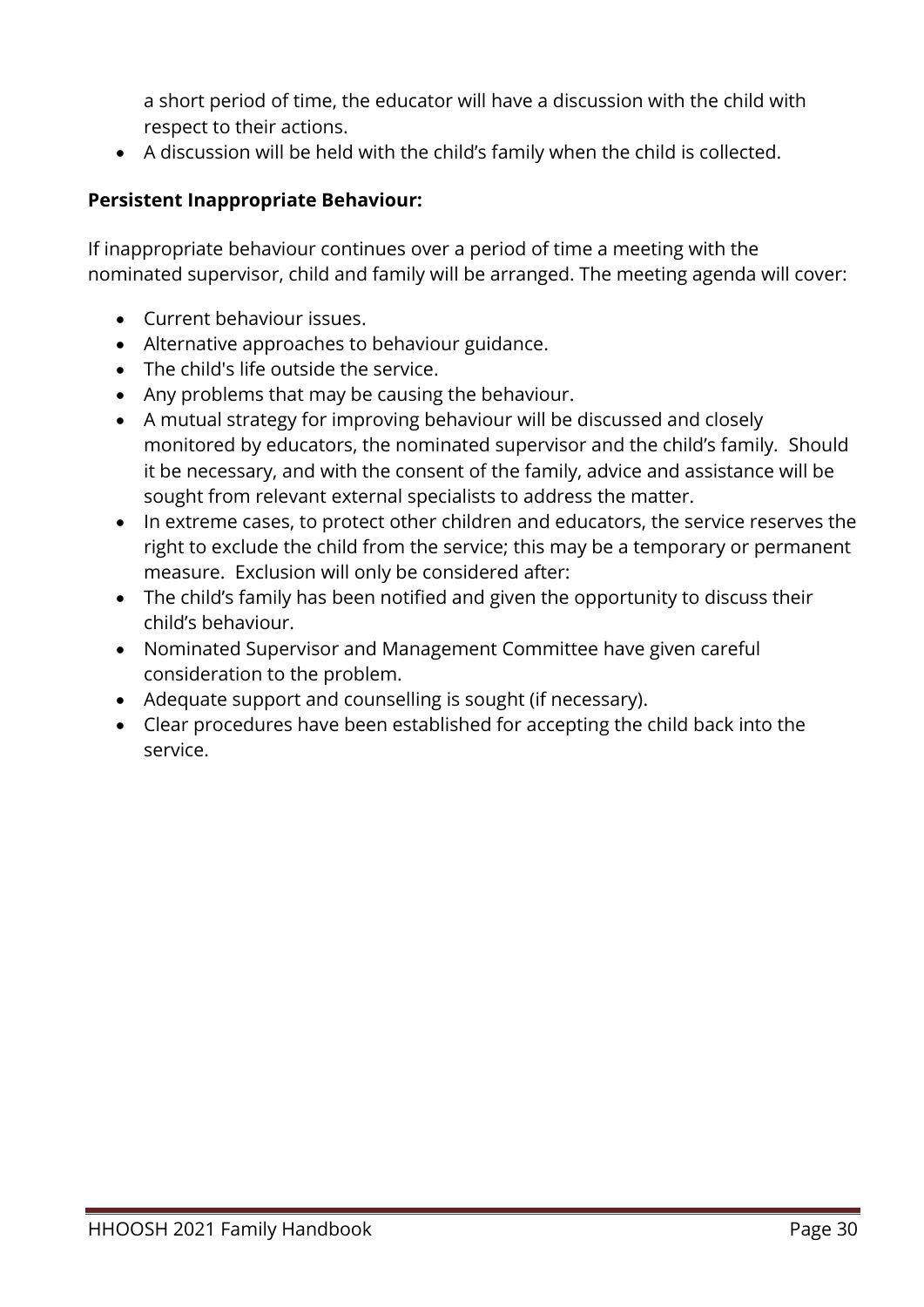a short period of time, the educator will have a discussion with the child with respect to their actions.

- A discussion will be held with the child's family when the child is collected.

**Persistent Inappropriate Behaviour:**

If inappropriate behaviour continues over a period of time a meeting with the nominated supervisor, child and family will be arranged. The meeting agenda will cover:

- Current behaviour issues.
- Alternative approaches to behaviour guidance.
- The child's life outside the service.
- Any problems that may be causing the behaviour.
- A mutual strategy for improving behaviour will be discussed and closely monitored by educators, the nominated supervisor and the child's family. Should it be necessary, and with the consent of the family, advice and assistance will be sought from relevant external specialists to address the matter.
- In extreme cases, to protect other children and educators, the service reserves the right to exclude the child from the service; this may be a temporary or permanent measure. Exclusion will only be considered after:
- The child's family has been notified and given the opportunity to discuss their child's behaviour.
- Nominated Supervisor and Management Committee have given careful consideration to the problem.
- Adequate support and counselling is sought (if necessary).
- Clear procedures have been established for accepting the child back into the service.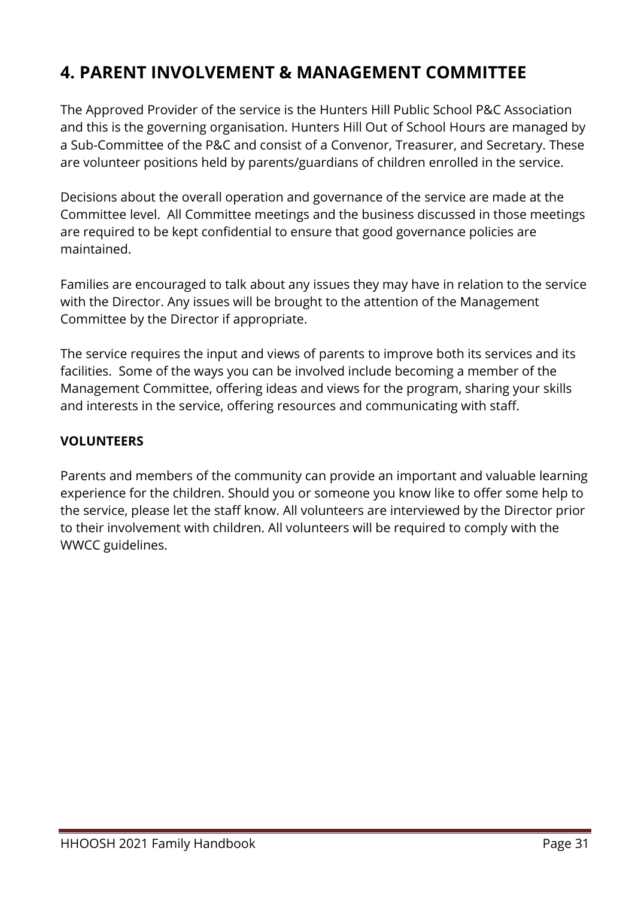# 4. PARENT INVOLVEMENT & MANAGEMENT COMMITTEE

The Approved Provider of the service is the Hunters Hill Public School P&C Association and this is the governing organisation. Hunters Hill Out of School Hours are managed by a Sub-Committee of the P&C and consist of a Convenor, Treasurer, and Secretary. These are volunteer positions held by parents/guardians of children enrolled in the service.

Decisions about the overall operation and governance of the service are made at the Committee level. All Committee meetings and the business discussed in those meetings are required to be kept confidential to ensure that good governance policies are maintained.

Families are encouraged to talk about any issues they may have in relation to the service with the Director. Any issues will be brought to the attention of the Management Committee by the Director if appropriate.

The service requires the input and views of parents to improve both its services and its facilities. Some of the ways you can be involved include becoming a member of the Management Committee, offering ideas and views for the program, sharing your skills and interests in the service, offering resources and communicating with staff.

**VOLUNTEERS**

Parents and members of the community can provide an important and valuable learning experience for the children. Should you or someone you know like to offer some help to the service, please let the staff know. All volunteers are interviewed by the Director prior to their involvement with children. All volunteers will be required to comply with the WWCC guidelines.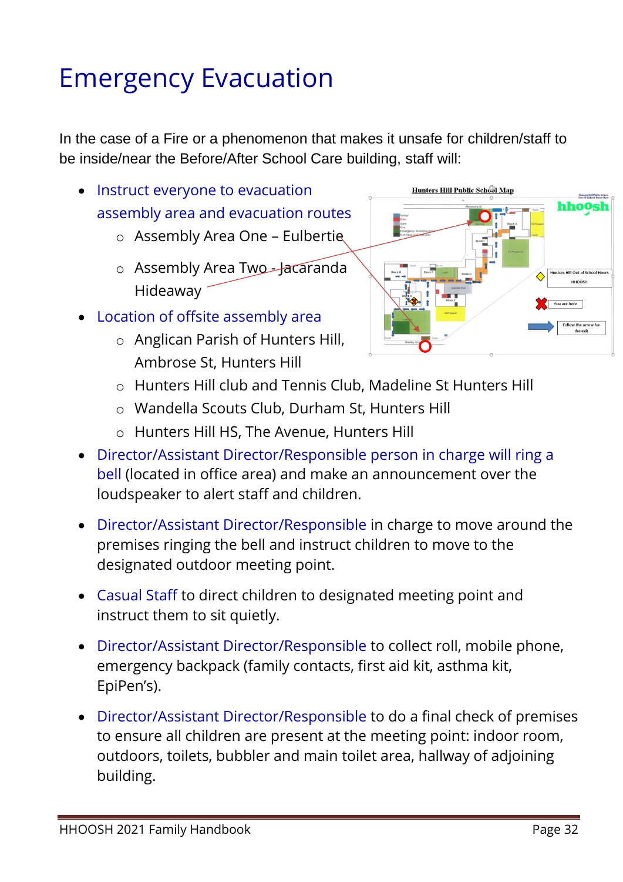# Emergency Evacuation

In the case of a Fire or a phenomenon that makes it unsafe for children/staff to be inside/near the Before/After School Care building, staff will:

- Instruct everyone to evacuation assembly area and evacuation routes
  - Assembly Area One – Eulbertie
  - Assembly Area Two - Jacaranda Hideaway
- Location of offsite assembly area
  - Anglican Parish of Hunters Hill, Ambrose St, Hunters Hill
  - Hunters Hill club and Tennis Club, Madeline St Hunters Hill
  - Wandella Scouts Club, Durham St, Hunters Hill
  - Hunters Hill HS, The Avenue, Hunters Hill
- Director/Assistant Director/Responsible person in charge will ring a bell (located in office area) and make an announcement over the loudspeaker to alert staff and children.
- Director/Assistant Director/Responsible in charge to move around the premises ringing the bell and instruct children to move to the designated outdoor meeting point.
- Casual Staff to direct children to designated meeting point and instruct them to sit quietly.
- Director/Assistant Director/Responsible to collect roll, mobile phone, emergency backpack (family contacts, first aid kit, asthma kit, EpiPen's).
- Director/Assistant Director/Responsible to do a final check of premises to ensure all children are present at the meeting point: indoor room, outdoors, toilets, bubbler and main toilet area, hallway of adjoining building.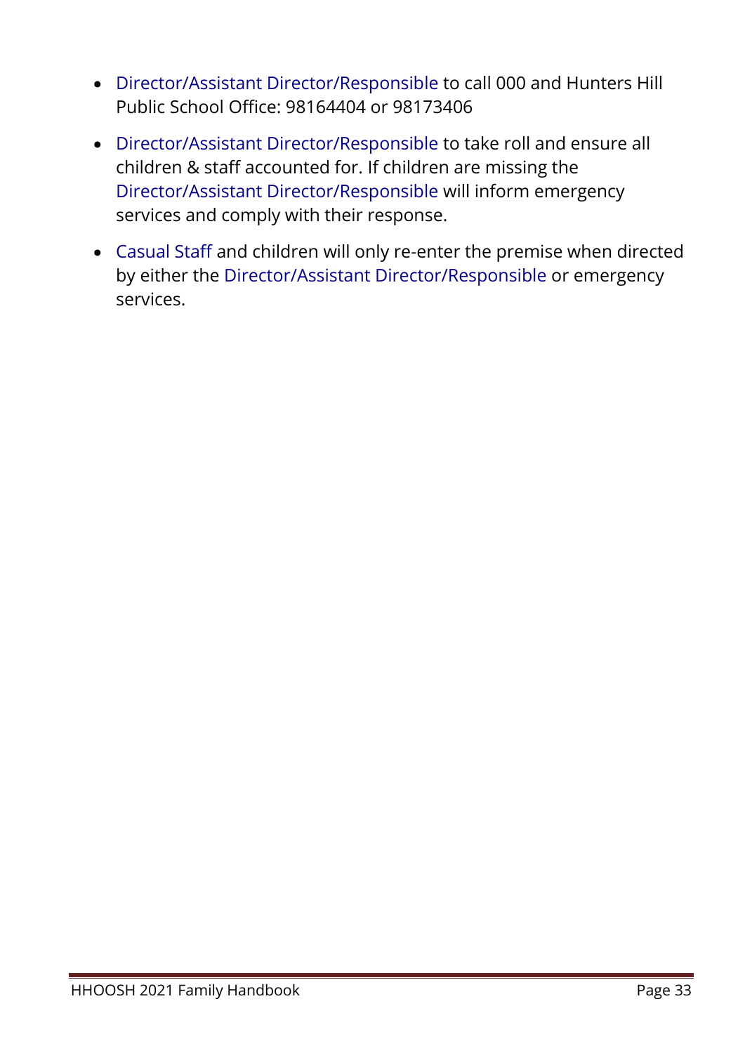- Director/Assistant Director/Responsible to call 000 and Hunters Hill Public School Office: 98164404 or 98173406
- Director/Assistant Director/Responsible to take roll and ensure all children & staff accounted for. If children are missing the Director/Assistant Director/Responsible will inform emergency services and comply with their response.
- Casual Staff and children will only re-enter the premise when directed by either the Director/Assistant Director/Responsible or emergency services.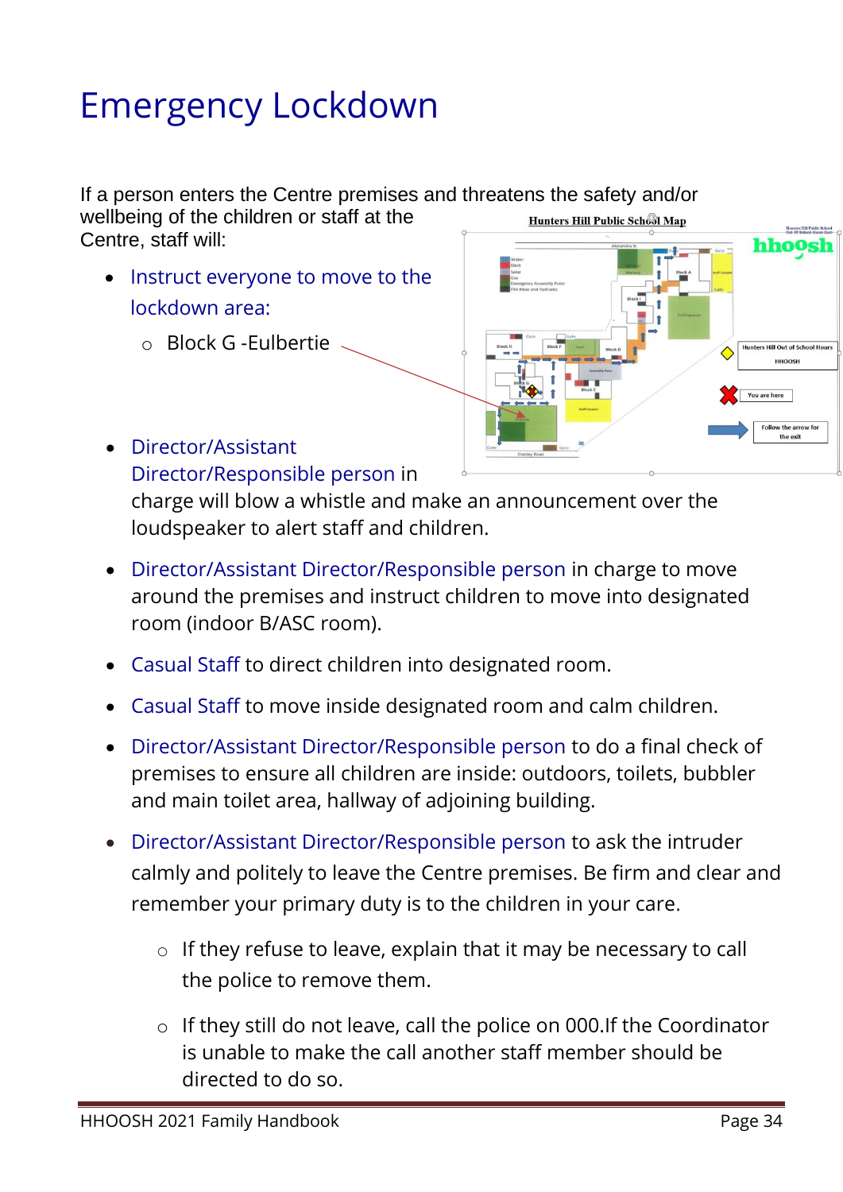# Emergency Lockdown

If a person enters the Centre premises and threatens the safety and/or wellbeing of the children or staff at the Centre, staff will:

- Instruct everyone to move to the lockdown area:
  - Block G -Eulbertie
- Director/Assistant Director/Responsible person in charge will blow a whistle and make an announcement over the loudspeaker to alert staff and children.
- Director/Assistant Director/Responsible person in charge to move around the premises and instruct children to move into designated room (indoor B/ASC room).
- Casual Staff to direct children into designated room.
- Casual Staff to move inside designated room and calm children.
- Director/Assistant Director/Responsible person to do a final check of premises to ensure all children are inside: outdoors, toilets, bubbler and main toilet area, hallway of adjoining building.
- Director/Assistant Director/Responsible person to ask the intruder calmly and politely to leave the Centre premises. Be firm and clear and remember your primary duty is to the children in your care.
  - If they refuse to leave, explain that it may be necessary to call the police to remove them.
  - If they still do not leave, call the police on 000.If the Coordinator is unable to make the call another staff member should be directed to do so.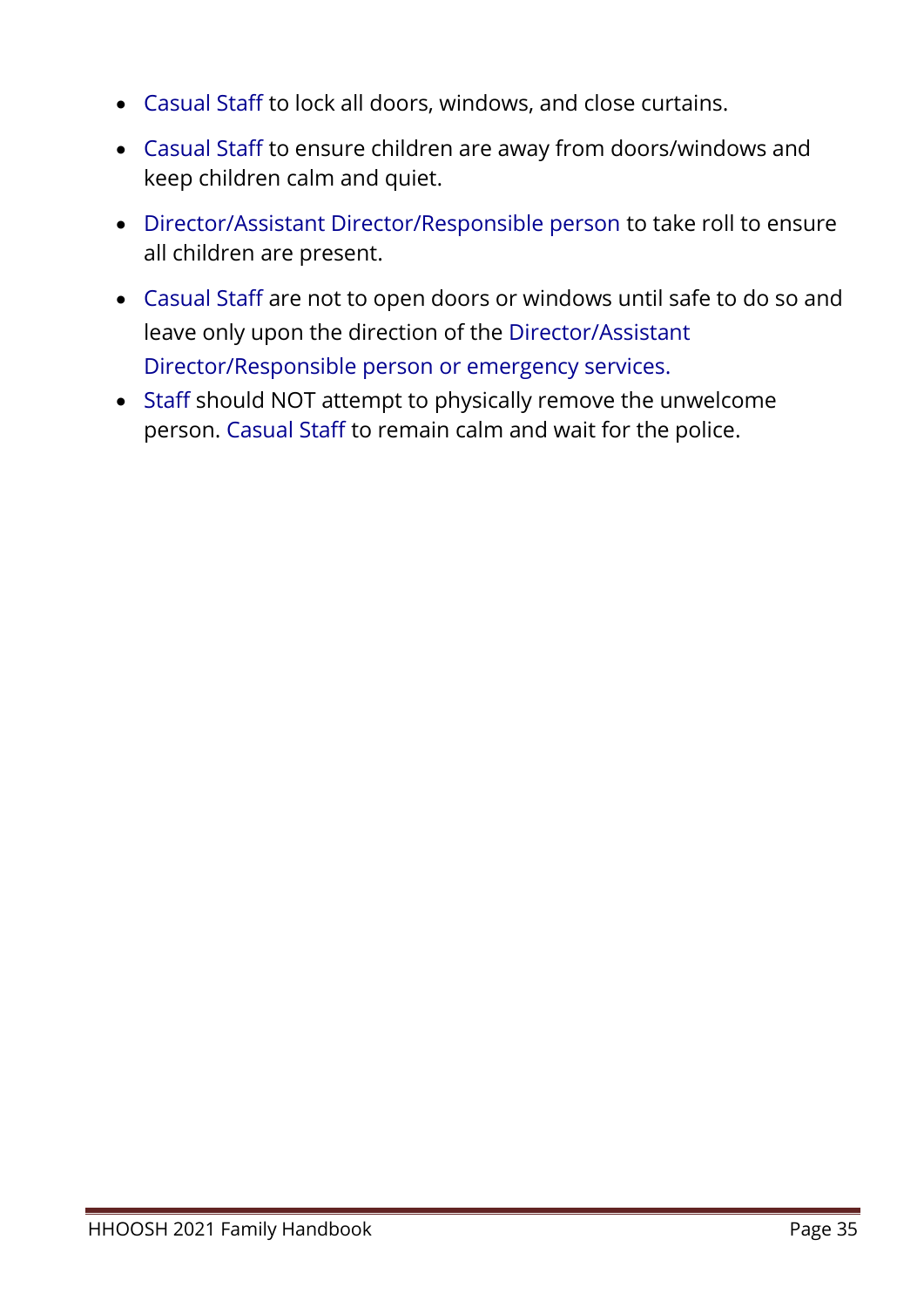- Casual Staff to lock all doors, windows, and close curtains.
- Casual Staff to ensure children are away from doors/windows and keep children calm and quiet.
- Director/Assistant Director/Responsible person to take roll to ensure all children are present.
- Casual Staff are not to open doors or windows until safe to do so and leave only upon the direction of the Director/Assistant Director/Responsible person or emergency services.
- Staff should NOT attempt to physically remove the unwelcome person. Casual Staff to remain calm and wait for the police.